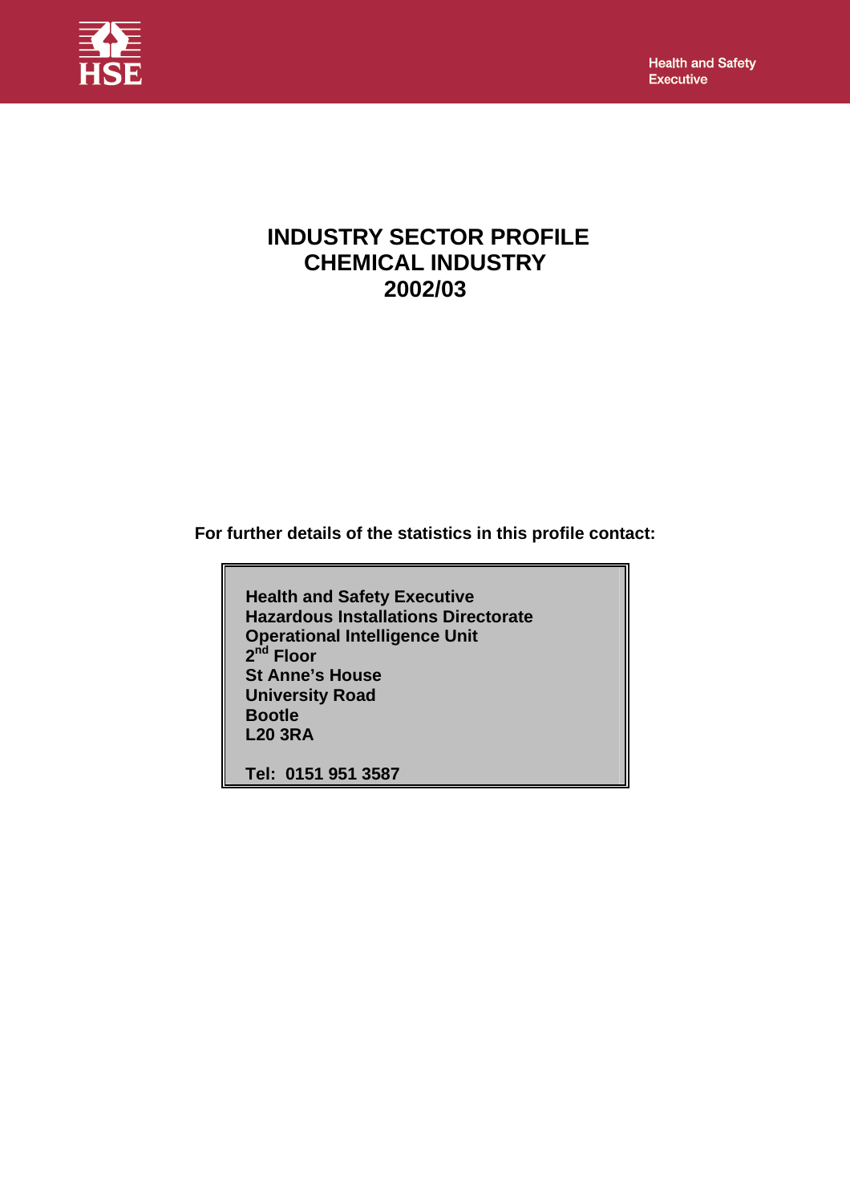# INDUSTRY SECTOR PROFILE
# CHEMICAL INDUSTRY
# 2002/03

**For further details of the statistics in this profile contact:**

**Health and Safety Executive**
**Hazardous Installations Directorate**
**Operational Intelligence Unit**
**2nd Floor**
**St Anne's House**
**University Road**
**Bootle**
**L20 3RA**

**Tel: 0151 951 3587**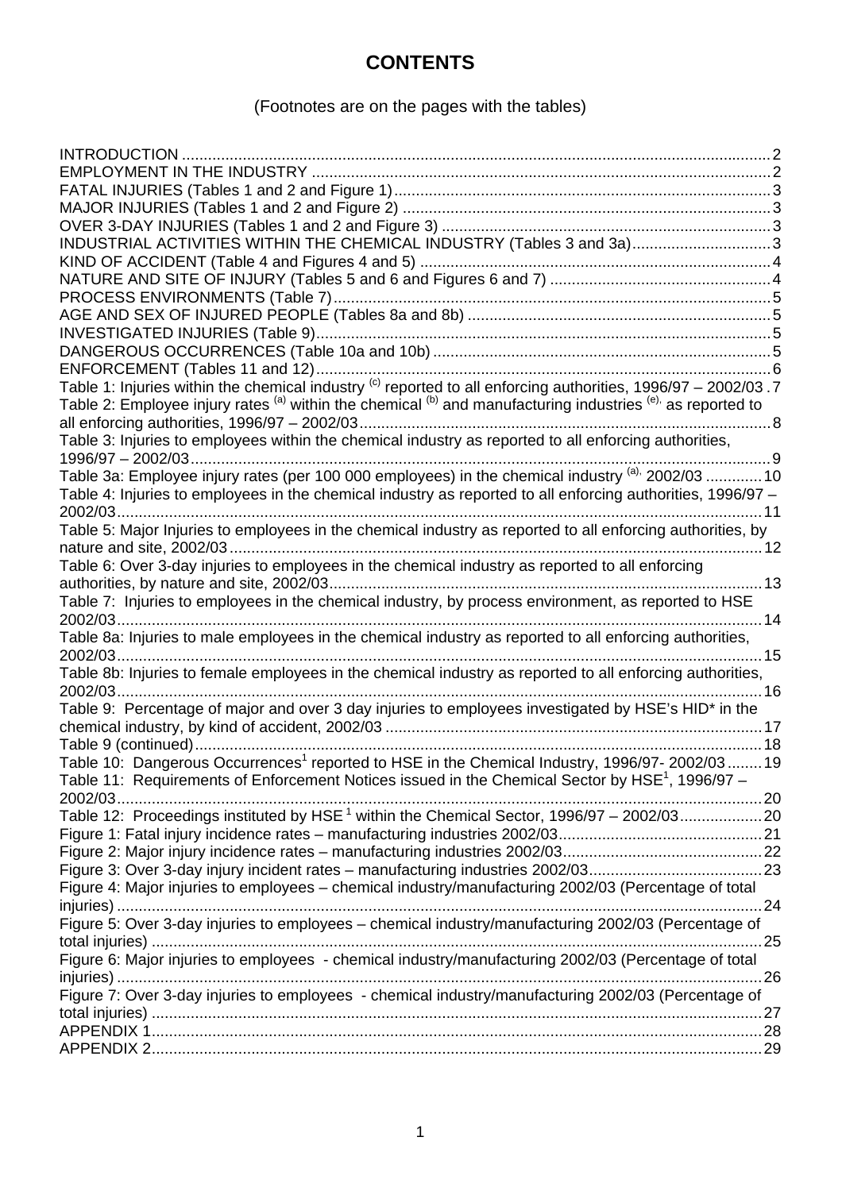# CONTENTS

(Footnotes are on the pages with the tables)

INTRODUCTION ........................................................................................................................................2
EMPLOYMENT IN THE INDUSTRY ..........................................................................................................2
FATAL INJURIES (Tables 1 and 2 and Figure 1).......................................................................................3
MAJOR INJURIES (Tables 1 and 2 and Figure 2) .....................................................................................3
OVER 3-DAY INJURIES (Tables 1 and 2 and Figure 3) ............................................................................3
INDUSTRIAL ACTIVITIES WITHIN THE CHEMICAL INDUSTRY (Tables 3 and 3a).................................3
KIND OF ACCIDENT (Table 4 and Figures 4 and 5) .................................................................................4
NATURE AND SITE OF INJURY (Tables 5 and 6 and Figures 6 and 7) ...................................................4
PROCESS ENVIRONMENTS (Table 7).....................................................................................................5
AGE AND SEX OF INJURED PEOPLE (Tables 8a and 8b) ......................................................................5
INVESTIGATED INJURIES (Table 9).........................................................................................................5
DANGEROUS OCCURRENCES (Table 10a and 10b) ..............................................................................5
ENFORCEMENT (Tables 11 and 12).........................................................................................................6
Table 1: Injuries within the chemical industry [(c)] reported to all enforcing authorities, 1996/97 – 2002/03 .7
Table 2: Employee injury rates [(a)] within the chemical [(b)] and manufacturing industries [(e),] as reported to all enforcing authorities, 1996/97 – 2002/03...............................................................................................8
Table 3: Injuries to employees within the chemical industry as reported to all enforcing authorities, 1996/97 – 2002/03.....................................................................................................................................9
Table 3a: Employee injury rates (per 100 000 employees) in the chemical industry [(a),] 2002/03 .............10
Table 4: Injuries to employees in the chemical industry as reported to all enforcing authorities, 1996/97 – 2002/03....................................................................................................................................................11
Table 5: Major Injuries to employees in the chemical industry as reported to all enforcing authorities, by nature and site, 2002/03...........................................................................................................................12
Table 6: Over 3-day injuries to employees in the chemical industry as reported to all enforcing authorities, by nature and site, 2002/03....................................................................................................13
Table 7: Injuries to employees in the chemical industry, by process environment, as reported to HSE 2002/03....................................................................................................................................................14
Table 8a: Injuries to male employees in the chemical industry as reported to all enforcing authorities, 2002/03....................................................................................................................................................15
Table 8b: Injuries to female employees in the chemical industry as reported to all enforcing authorities, 2002/03....................................................................................................................................................16
Table 9: Percentage of major and over 3 day injuries to employees investigated by HSE's HID* in the chemical industry, by kind of accident, 2002/03 .......................................................................................17
Table 9 (continued)...................................................................................................................................18
Table 10: Dangerous Occurrences[1] reported to HSE in the Chemical Industry, 1996/97- 2002/03........19
Table 11: Requirements of Enforcement Notices issued in the Chemical Sector by HSE[1], 1996/97 – 2002/03....................................................................................................................................................20
Table 12: Proceedings instituted by HSE [1] within the Chemical Sector, 1996/97 – 2002/03...................20
Figure 1: Fatal injury incidence rates – manufacturing industries 2002/03...............................................21
Figure 2: Major injury incidence rates – manufacturing industries 2002/03..............................................22
Figure 3: Over 3-day injury incident rates – manufacturing industries 2002/03........................................23
Figure 4: Major injuries to employees – chemical industry/manufacturing 2002/03 (Percentage of total injuries) ...................................................................................................................................................24
Figure 5: Over 3-day injuries to employees – chemical industry/manufacturing 2002/03 (Percentage of total injuries) ............................................................................................................................................25
Figure 6: Major injuries to employees - chemical industry/manufacturing 2002/03 (Percentage of total injuries) ...................................................................................................................................................26
Figure 7: Over 3-day injuries to employees - chemical industry/manufacturing 2002/03 (Percentage of total injuries) ............................................................................................................................................27
APPENDIX 1............................................................................................................................................28
APPENDIX 2............................................................................................................................................29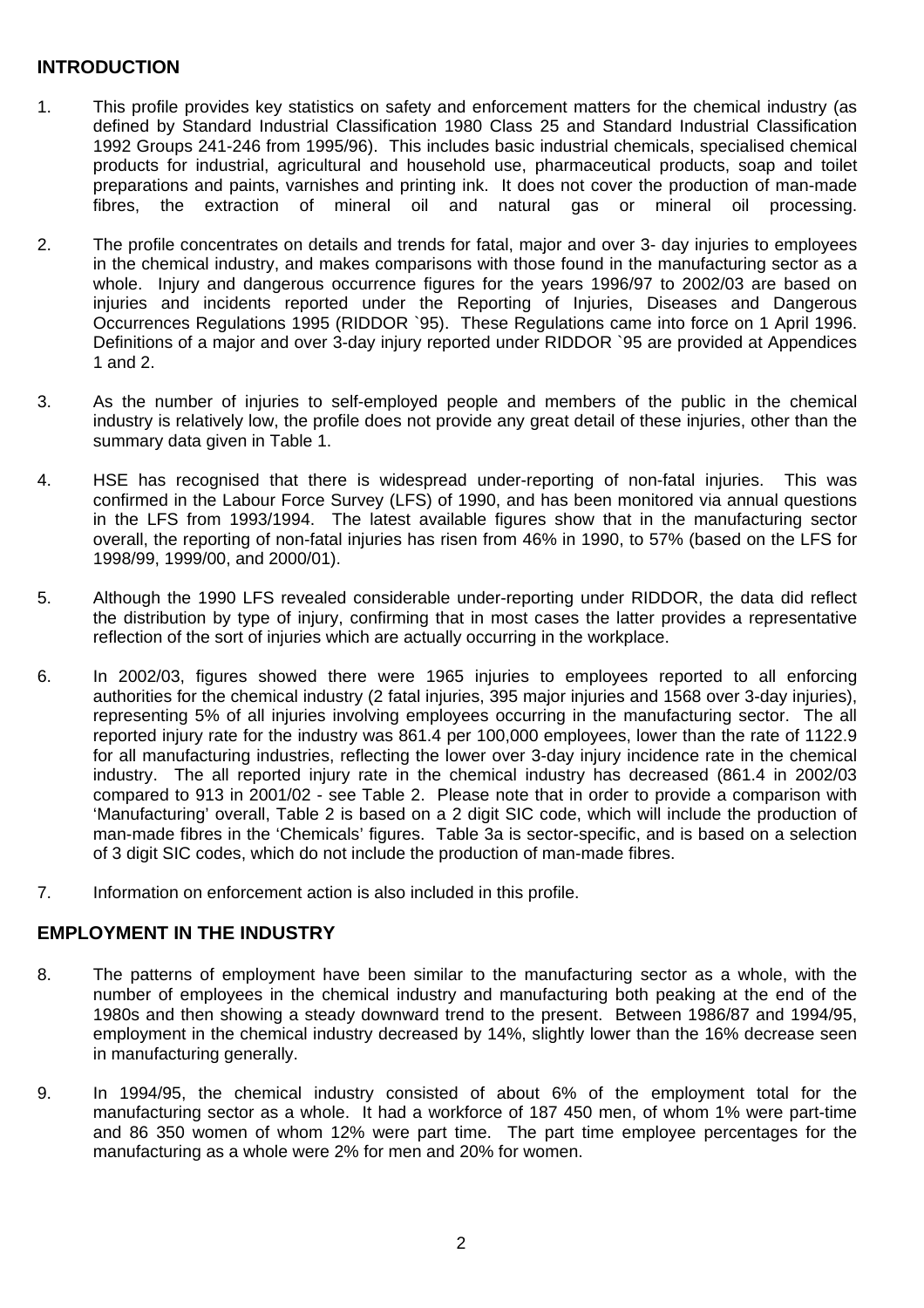## INTRODUCTION

1. This profile provides key statistics on safety and enforcement matters for the chemical industry (as defined by Standard Industrial Classification 1980 Class 25 and Standard Industrial Classification 1992 Groups 241-246 from 1995/96). This includes basic industrial chemicals, specialised chemical products for industrial, agricultural and household use, pharmaceutical products, soap and toilet preparations and paints, varnishes and printing ink. It does not cover the production of man-made fibres, the extraction of mineral oil and natural gas or mineral oil processing.

2. The profile concentrates on details and trends for fatal, major and over 3- day injuries to employees in the chemical industry, and makes comparisons with those found in the manufacturing sector as a whole. Injury and dangerous occurrence figures for the years 1996/97 to 2002/03 are based on injuries and incidents reported under the Reporting of Injuries, Diseases and Dangerous Occurrences Regulations 1995 (RIDDOR `95). These Regulations came into force on 1 April 1996. Definitions of a major and over 3-day injury reported under RIDDOR `95 are provided at Appendices 1 and 2.

3. As the number of injuries to self-employed people and members of the public in the chemical industry is relatively low, the profile does not provide any great detail of these injuries, other than the summary data given in Table 1.

4. HSE has recognised that there is widespread under-reporting of non-fatal injuries. This was confirmed in the Labour Force Survey (LFS) of 1990, and has been monitored via annual questions in the LFS from 1993/1994. The latest available figures show that in the manufacturing sector overall, the reporting of non-fatal injuries has risen from 46% in 1990, to 57% (based on the LFS for 1998/99, 1999/00, and 2000/01).

5. Although the 1990 LFS revealed considerable under-reporting under RIDDOR, the data did reflect the distribution by type of injury, confirming that in most cases the latter provides a representative reflection of the sort of injuries which are actually occurring in the workplace.

6. In 2002/03, figures showed there were 1965 injuries to employees reported to all enforcing authorities for the chemical industry (2 fatal injuries, 395 major injuries and 1568 over 3-day injuries), representing 5% of all injuries involving employees occurring in the manufacturing sector. The all reported injury rate for the industry was 861.4 per 100,000 employees, lower than the rate of 1122.9 for all manufacturing industries, reflecting the lower over 3-day injury incidence rate in the chemical industry. The all reported injury rate in the chemical industry has decreased (861.4 in 2002/03 compared to 913 in 2001/02 - see Table 2. Please note that in order to provide a comparison with 'Manufacturing' overall, Table 2 is based on a 2 digit SIC code, which will include the production of man-made fibres in the 'Chemicals' figures. Table 3a is sector-specific, and is based on a selection of 3 digit SIC codes, which do not include the production of man-made fibres.

7. Information on enforcement action is also included in this profile.

## EMPLOYMENT IN THE INDUSTRY

8. The patterns of employment have been similar to the manufacturing sector as a whole, with the number of employees in the chemical industry and manufacturing both peaking at the end of the 1980s and then showing a steady downward trend to the present. Between 1986/87 and 1994/95, employment in the chemical industry decreased by 14%, slightly lower than the 16% decrease seen in manufacturing generally.

9. In 1994/95, the chemical industry consisted of about 6% of the employment total for the manufacturing sector as a whole. It had a workforce of 187 450 men, of whom 1% were part-time and 86 350 women of whom 12% were part time. The part time employee percentages for the manufacturing as a whole were 2% for men and 20% for women.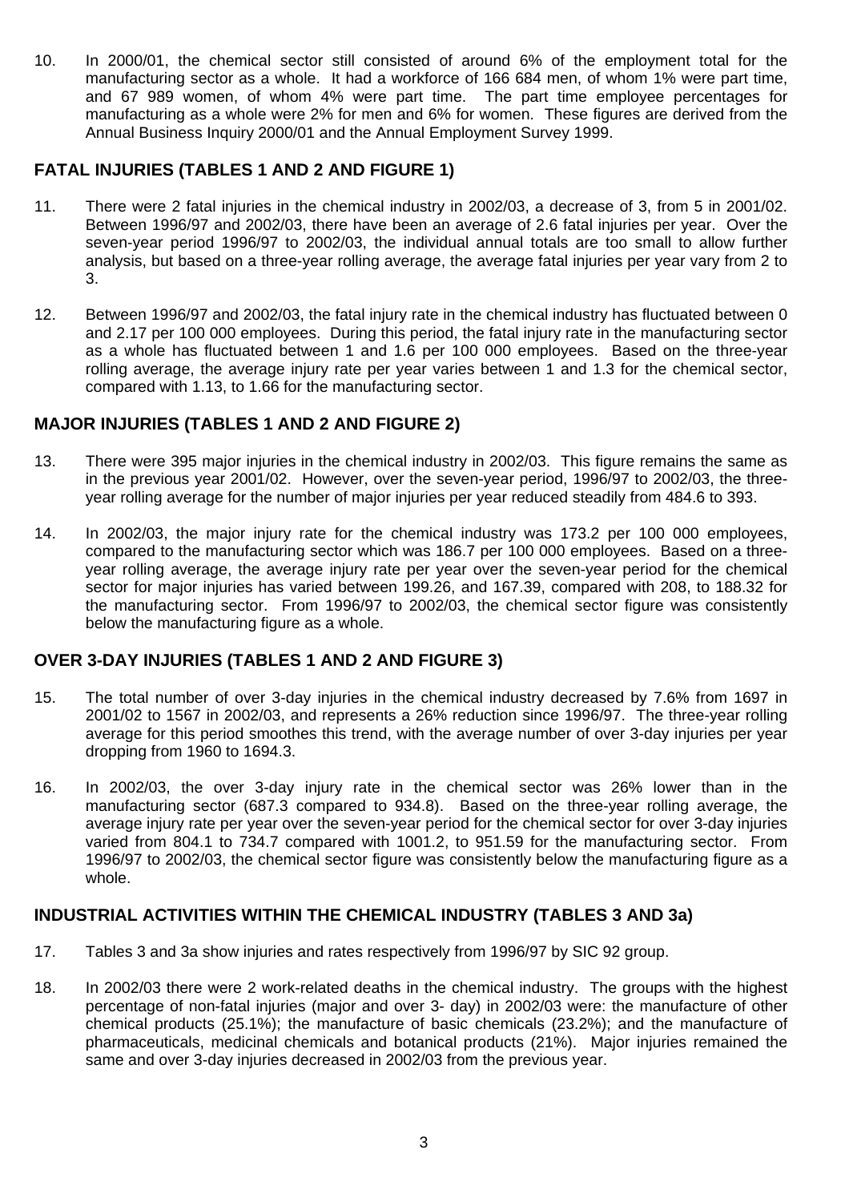10. In 2000/01, the chemical sector still consisted of around 6% of the employment total for the manufacturing sector as a whole. It had a workforce of 166 684 men, of whom 1% were part time, and 67 989 women, of whom 4% were part time. The part time employee percentages for manufacturing as a whole were 2% for men and 6% for women. These figures are derived from the Annual Business Inquiry 2000/01 and the Annual Employment Survey 1999.

## FATAL INJURIES (TABLES 1 AND 2 AND FIGURE 1)

11. There were 2 fatal injuries in the chemical industry in 2002/03, a decrease of 3, from 5 in 2001/02. Between 1996/97 and 2002/03, there have been an average of 2.6 fatal injuries per year. Over the seven-year period 1996/97 to 2002/03, the individual annual totals are too small to allow further analysis, but based on a three-year rolling average, the average fatal injuries per year vary from 2 to 3.

12. Between 1996/97 and 2002/03, the fatal injury rate in the chemical industry has fluctuated between 0 and 2.17 per 100 000 employees. During this period, the fatal injury rate in the manufacturing sector as a whole has fluctuated between 1 and 1.6 per 100 000 employees. Based on the three-year rolling average, the average injury rate per year varies between 1 and 1.3 for the chemical sector, compared with 1.13, to 1.66 for the manufacturing sector.

## MAJOR INJURIES (TABLES 1 AND 2 AND FIGURE 2)

13. There were 395 major injuries in the chemical industry in 2002/03. This figure remains the same as in the previous year 2001/02. However, over the seven-year period, 1996/97 to 2002/03, the three-year rolling average for the number of major injuries per year reduced steadily from 484.6 to 393.

14. In 2002/03, the major injury rate for the chemical industry was 173.2 per 100 000 employees, compared to the manufacturing sector which was 186.7 per 100 000 employees. Based on a three-year rolling average, the average injury rate per year over the seven-year period for the chemical sector for major injuries has varied between 199.26, and 167.39, compared with 208, to 188.32 for the manufacturing sector. From 1996/97 to 2002/03, the chemical sector figure was consistently below the manufacturing figure as a whole.

## OVER 3-DAY INJURIES (TABLES 1 AND 2 AND FIGURE 3)

15. The total number of over 3-day injuries in the chemical industry decreased by 7.6% from 1697 in 2001/02 to 1567 in 2002/03, and represents a 26% reduction since 1996/97. The three-year rolling average for this period smoothes this trend, with the average number of over 3-day injuries per year dropping from 1960 to 1694.3.

16. In 2002/03, the over 3-day injury rate in the chemical sector was 26% lower than in the manufacturing sector (687.3 compared to 934.8). Based on the three-year rolling average, the average injury rate per year over the seven-year period for the chemical sector for over 3-day injuries varied from 804.1 to 734.7 compared with 1001.2, to 951.59 for the manufacturing sector. From 1996/97 to 2002/03, the chemical sector figure was consistently below the manufacturing figure as a whole.

## INDUSTRIAL ACTIVITIES WITHIN THE CHEMICAL INDUSTRY (TABLES 3 AND 3a)

17. Tables 3 and 3a show injuries and rates respectively from 1996/97 by SIC 92 group.

18. In 2002/03 there were 2 work-related deaths in the chemical industry. The groups with the highest percentage of non-fatal injuries (major and over 3- day) in 2002/03 were: the manufacture of other chemical products (25.1%); the manufacture of basic chemicals (23.2%); and the manufacture of pharmaceuticals, medicinal chemicals and botanical products (21%). Major injuries remained the same and over 3-day injuries decreased in 2002/03 from the previous year.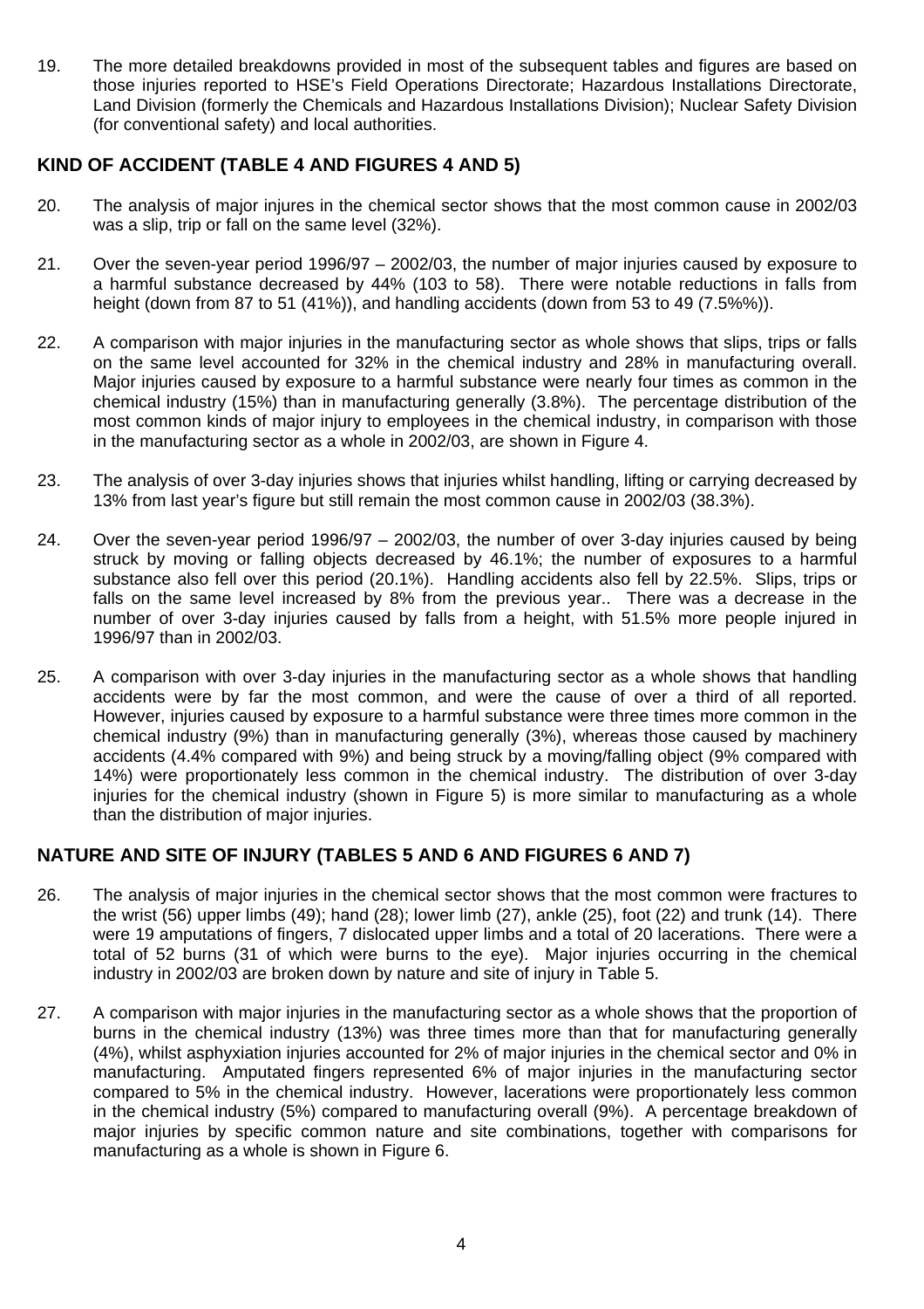19. The more detailed breakdowns provided in most of the subsequent tables and figures are based on those injuries reported to HSE's Field Operations Directorate; Hazardous Installations Directorate, Land Division (formerly the Chemicals and Hazardous Installations Division); Nuclear Safety Division (for conventional safety) and local authorities.

## KIND OF ACCIDENT (TABLE 4 AND FIGURES 4 AND 5)

20. The analysis of major injures in the chemical sector shows that the most common cause in 2002/03 was a slip, trip or fall on the same level (32%).

21. Over the seven-year period 1996/97 – 2002/03, the number of major injuries caused by exposure to a harmful substance decreased by 44% (103 to 58). There were notable reductions in falls from height (down from 87 to 51 (41%)), and handling accidents (down from 53 to 49 (7.5%%)).

22. A comparison with major injuries in the manufacturing sector as whole shows that slips, trips or falls on the same level accounted for 32% in the chemical industry and 28% in manufacturing overall. Major injuries caused by exposure to a harmful substance were nearly four times as common in the chemical industry (15%) than in manufacturing generally (3.8%). The percentage distribution of the most common kinds of major injury to employees in the chemical industry, in comparison with those in the manufacturing sector as a whole in 2002/03, are shown in Figure 4.

23. The analysis of over 3-day injuries shows that injuries whilst handling, lifting or carrying decreased by 13% from last year's figure but still remain the most common cause in 2002/03 (38.3%).

24. Over the seven-year period 1996/97 – 2002/03, the number of over 3-day injuries caused by being struck by moving or falling objects decreased by 46.1%; the number of exposures to a harmful substance also fell over this period (20.1%). Handling accidents also fell by 22.5%. Slips, trips or falls on the same level increased by 8% from the previous year.. There was a decrease in the number of over 3-day injuries caused by falls from a height, with 51.5% more people injured in 1996/97 than in 2002/03.

25. A comparison with over 3-day injuries in the manufacturing sector as a whole shows that handling accidents were by far the most common, and were the cause of over a third of all reported. However, injuries caused by exposure to a harmful substance were three times more common in the chemical industry (9%) than in manufacturing generally (3%), whereas those caused by machinery accidents (4.4% compared with 9%) and being struck by a moving/falling object (9% compared with 14%) were proportionately less common in the chemical industry. The distribution of over 3-day injuries for the chemical industry (shown in Figure 5) is more similar to manufacturing as a whole than the distribution of major injuries.

## NATURE AND SITE OF INJURY (TABLES 5 AND 6 AND FIGURES 6 AND 7)

26. The analysis of major injuries in the chemical sector shows that the most common were fractures to the wrist (56) upper limbs (49); hand (28); lower limb (27), ankle (25), foot (22) and trunk (14). There were 19 amputations of fingers, 7 dislocated upper limbs and a total of 20 lacerations. There were a total of 52 burns (31 of which were burns to the eye). Major injuries occurring in the chemical industry in 2002/03 are broken down by nature and site of injury in Table 5.

27. A comparison with major injuries in the manufacturing sector as a whole shows that the proportion of burns in the chemical industry (13%) was three times more than that for manufacturing generally (4%), whilst asphyxiation injuries accounted for 2% of major injuries in the chemical sector and 0% in manufacturing. Amputated fingers represented 6% of major injuries in the manufacturing sector compared to 5% in the chemical industry. However, lacerations were proportionately less common in the chemical industry (5%) compared to manufacturing overall (9%). A percentage breakdown of major injuries by specific common nature and site combinations, together with comparisons for manufacturing as a whole is shown in Figure 6.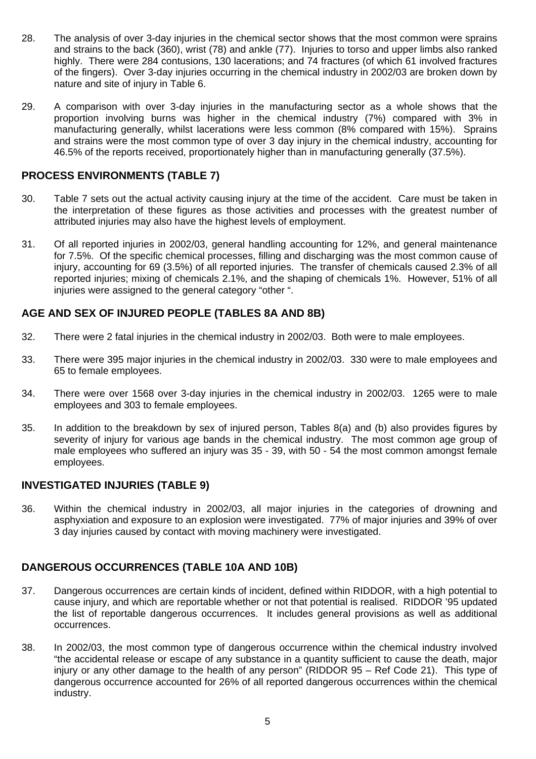28. The analysis of over 3-day injuries in the chemical sector shows that the most common were sprains and strains to the back (360), wrist (78) and ankle (77). Injuries to torso and upper limbs also ranked highly. There were 284 contusions, 130 lacerations; and 74 fractures (of which 61 involved fractures of the fingers). Over 3-day injuries occurring in the chemical industry in 2002/03 are broken down by nature and site of injury in Table 6.

29. A comparison with over 3-day injuries in the manufacturing sector as a whole shows that the proportion involving burns was higher in the chemical industry (7%) compared with 3% in manufacturing generally, whilst lacerations were less common (8% compared with 15%). Sprains and strains were the most common type of over 3 day injury in the chemical industry, accounting for 46.5% of the reports received, proportionately higher than in manufacturing generally (37.5%).

## PROCESS ENVIRONMENTS (TABLE 7)

30. Table 7 sets out the actual activity causing injury at the time of the accident. Care must be taken in the interpretation of these figures as those activities and processes with the greatest number of attributed injuries may also have the highest levels of employment.

31. Of all reported injuries in 2002/03, general handling accounting for 12%, and general maintenance for 7.5%. Of the specific chemical processes, filling and discharging was the most common cause of injury, accounting for 69 (3.5%) of all reported injuries. The transfer of chemicals caused 2.3% of all reported injuries; mixing of chemicals 2.1%, and the shaping of chemicals 1%. However, 51% of all injuries were assigned to the general category "other ".

## AGE AND SEX OF INJURED PEOPLE (TABLES 8A AND 8B)

32. There were 2 fatal injuries in the chemical industry in 2002/03. Both were to male employees.

33. There were 395 major injuries in the chemical industry in 2002/03. 330 were to male employees and 65 to female employees.

34. There were over 1568 over 3-day injuries in the chemical industry in 2002/03. 1265 were to male employees and 303 to female employees.

35. In addition to the breakdown by sex of injured person, Tables 8(a) and (b) also provides figures by severity of injury for various age bands in the chemical industry. The most common age group of male employees who suffered an injury was 35 - 39, with 50 - 54 the most common amongst female employees.

## INVESTIGATED INJURIES (TABLE 9)

36. Within the chemical industry in 2002/03, all major injuries in the categories of drowning and asphyxiation and exposure to an explosion were investigated. 77% of major injuries and 39% of over 3 day injuries caused by contact with moving machinery were investigated.

## DANGEROUS OCCURRENCES (TABLE 10A AND 10B)

37. Dangerous occurrences are certain kinds of incident, defined within RIDDOR, with a high potential to cause injury, and which are reportable whether or not that potential is realised. RIDDOR '95 updated the list of reportable dangerous occurrences. It includes general provisions as well as additional occurrences.

38. In 2002/03, the most common type of dangerous occurrence within the chemical industry involved "the accidental release or escape of any substance in a quantity sufficient to cause the death, major injury or any other damage to the health of any person" (RIDDOR 95 – Ref Code 21). This type of dangerous occurrence accounted for 26% of all reported dangerous occurrences within the chemical industry.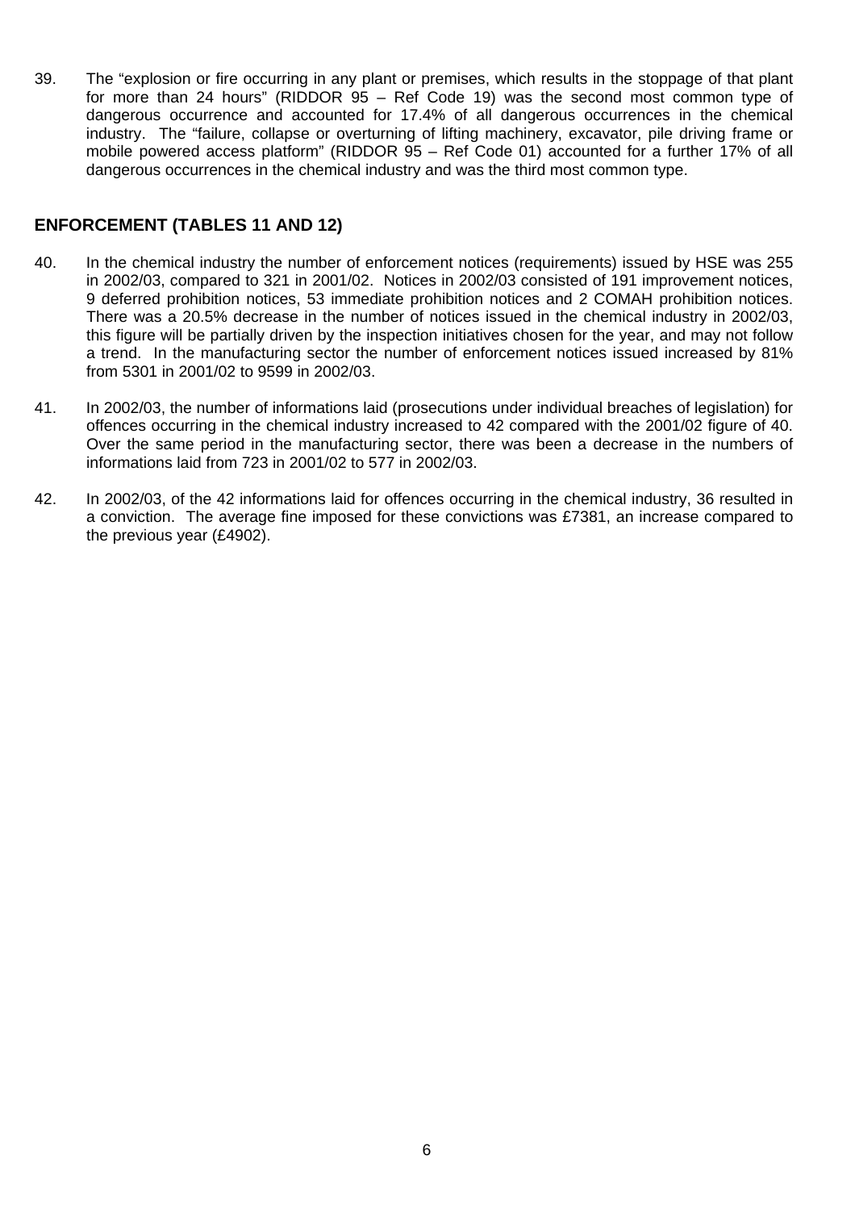39. The “explosion or fire occurring in any plant or premises, which results in the stoppage of that plant for more than 24 hours” (RIDDOR 95 – Ref Code 19) was the second most common type of dangerous occurrence and accounted for 17.4% of all dangerous occurrences in the chemical industry. The “failure, collapse or overturning of lifting machinery, excavator, pile driving frame or mobile powered access platform” (RIDDOR 95 – Ref Code 01) accounted for a further 17% of all dangerous occurrences in the chemical industry and was the third most common type.

## ENFORCEMENT (TABLES 11 AND 12)

40. In the chemical industry the number of enforcement notices (requirements) issued by HSE was 255 in 2002/03, compared to 321 in 2001/02. Notices in 2002/03 consisted of 191 improvement notices, 9 deferred prohibition notices, 53 immediate prohibition notices and 2 COMAH prohibition notices. There was a 20.5% decrease in the number of notices issued in the chemical industry in 2002/03, this figure will be partially driven by the inspection initiatives chosen for the year, and may not follow a trend. In the manufacturing sector the number of enforcement notices issued increased by 81% from 5301 in 2001/02 to 9599 in 2002/03.

41. In 2002/03, the number of informations laid (prosecutions under individual breaches of legislation) for offences occurring in the chemical industry increased to 42 compared with the 2001/02 figure of 40. Over the same period in the manufacturing sector, there was been a decrease in the numbers of informations laid from 723 in 2001/02 to 577 in 2002/03.

42. In 2002/03, of the 42 informations laid for offences occurring in the chemical industry, 36 resulted in a conviction. The average fine imposed for these convictions was £7381, an increase compared to the previous year (£4902).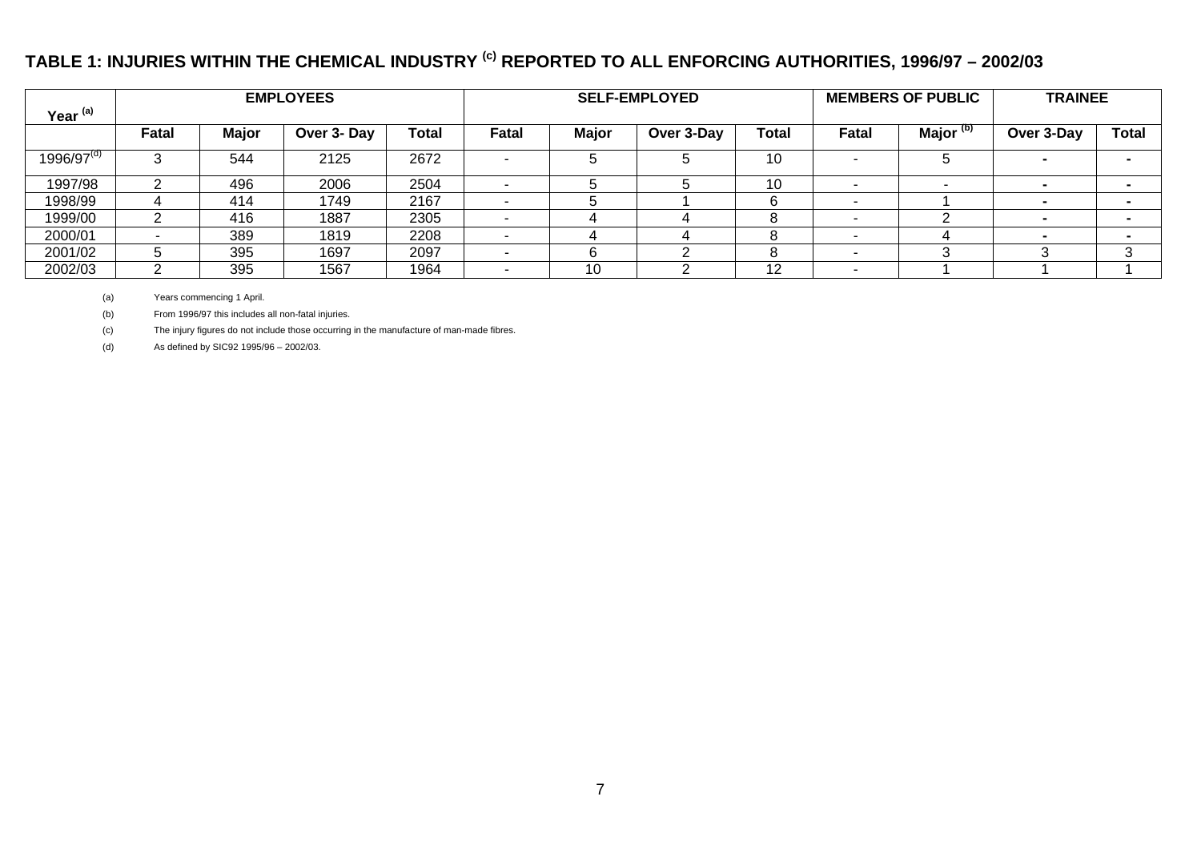## TABLE 1: INJURIES WITHIN THE CHEMICAL INDUSTRY [c] REPORTED TO ALL ENFORCING AUTHORITIES, 1996/97 – 2002/03

| Year [a] | EMPLOYEES | | | | SELF-EMPLOYED | | | | MEMBERS OF PUBLIC | | TRAINEE | |
|---|---|---|---|---|---|---|---|---|---|---|---|---|
| | Fatal | Major | Over 3- Day | Total | Fatal | Major | Over 3-Day | Total | Fatal | Major [b] | Over 3-Day | Total |
| 1996/97[d] | 3 | 544 | 2125 | 2672 | - | 5 | 5 | 10 | - | 5 | - | - |
| 1997/98 | 2 | 496 | 2006 | 2504 | - | 5 | 5 | 10 | - | - | - | - |
| 1998/99 | 4 | 414 | 1749 | 2167 | - | 5 | 1 | 6 | - | 1 | - | - |
| 1999/00 | 2 | 416 | 1887 | 2305 | - | 4 | 4 | 8 | - | 2 | - | - |
| 2000/01 | - | 389 | 1819 | 2208 | - | 4 | 4 | 8 | - | 4 | - | - |
| 2001/02 | 5 | 395 | 1697 | 2097 | - | 6 | 2 | 8 | - | 3 | 3 | 3 |
| 2002/03 | 2 | 395 | 1567 | 1964 | - | 10 | 2 | 12 | - | 1 | 1 | 1 |

(a) Years commencing 1 April.

(b) From 1996/97 this includes all non-fatal injuries.

(c) The injury figures do not include those occurring in the manufacture of man-made fibres.

(d) As defined by SIC92 1995/96 – 2002/03.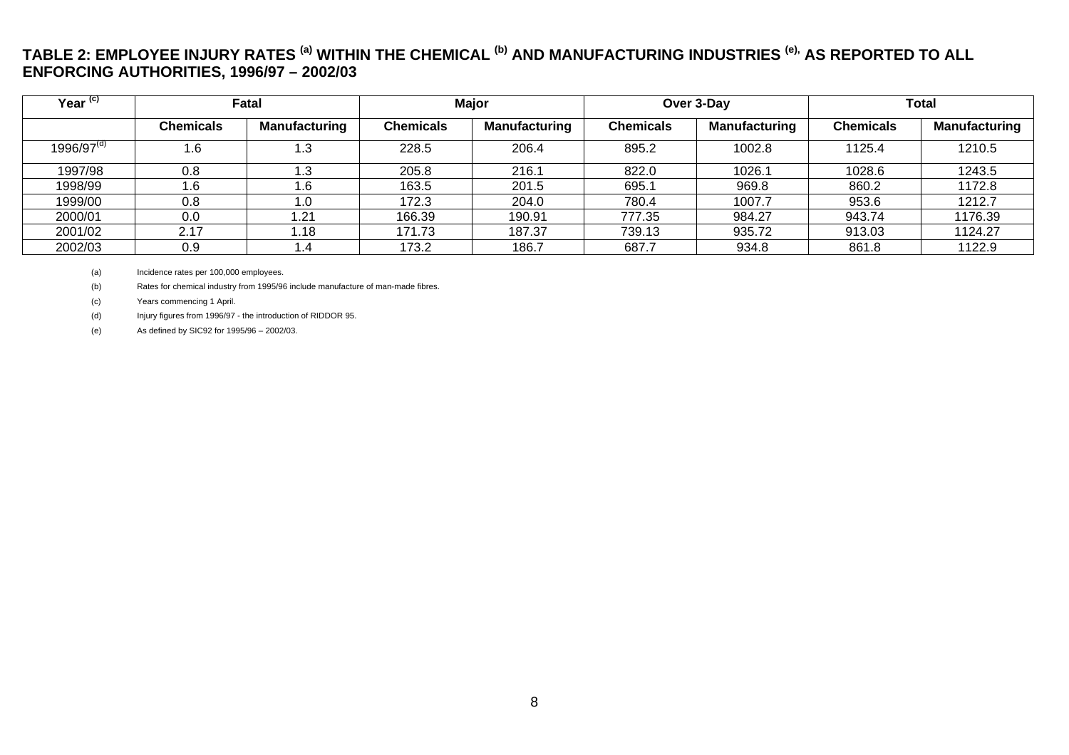## TABLE 2: EMPLOYEE INJURY RATES [(a)] WITHIN THE CHEMICAL [(b)] AND MANUFACTURING INDUSTRIES [(e),] AS REPORTED TO ALL ENFORCING AUTHORITIES, 1996/97 – 2002/03

| Year [(c)] | Fatal | | Major | | Over 3-Day | | Total | |
|---|---|---|---|---|---|---|---|---|
| | **Chemicals** | **Manufacturing** | **Chemicals** | **Manufacturing** | **Chemicals** | **Manufacturing** | **Chemicals** | **Manufacturing** |
| 1996/97[(d)] | 1.6 | 1.3 | 228.5 | 206.4 | 895.2 | 1002.8 | 1125.4 | 1210.5 |
| 1997/98 | 0.8 | 1.3 | 205.8 | 216.1 | 822.0 | 1026.1 | 1028.6 | 1243.5 |
| 1998/99 | 1.6 | 1.6 | 163.5 | 201.5 | 695.1 | 969.8 | 860.2 | 1172.8 |
| 1999/00 | 0.8 | 1.0 | 172.3 | 204.0 | 780.4 | 1007.7 | 953.6 | 1212.7 |
| 2000/01 | 0.0 | 1.21 | 166.39 | 190.91 | 777.35 | 984.27 | 943.74 | 1176.39 |
| 2001/02 | 2.17 | 1.18 | 171.73 | 187.37 | 739.13 | 935.72 | 913.03 | 1124.27 |
| 2002/03 | 0.9 | 1.4 | 173.2 | 186.7 | 687.7 | 934.8 | 861.8 | 1122.9 |

(a) Incidence rates per 100,000 employees.

(b) Rates for chemical industry from 1995/96 include manufacture of man-made fibres.

(c) Years commencing 1 April.

(d) Injury figures from 1996/97 - the introduction of RIDDOR 95.

(e) As defined by SIC92 for 1995/96 – 2002/03.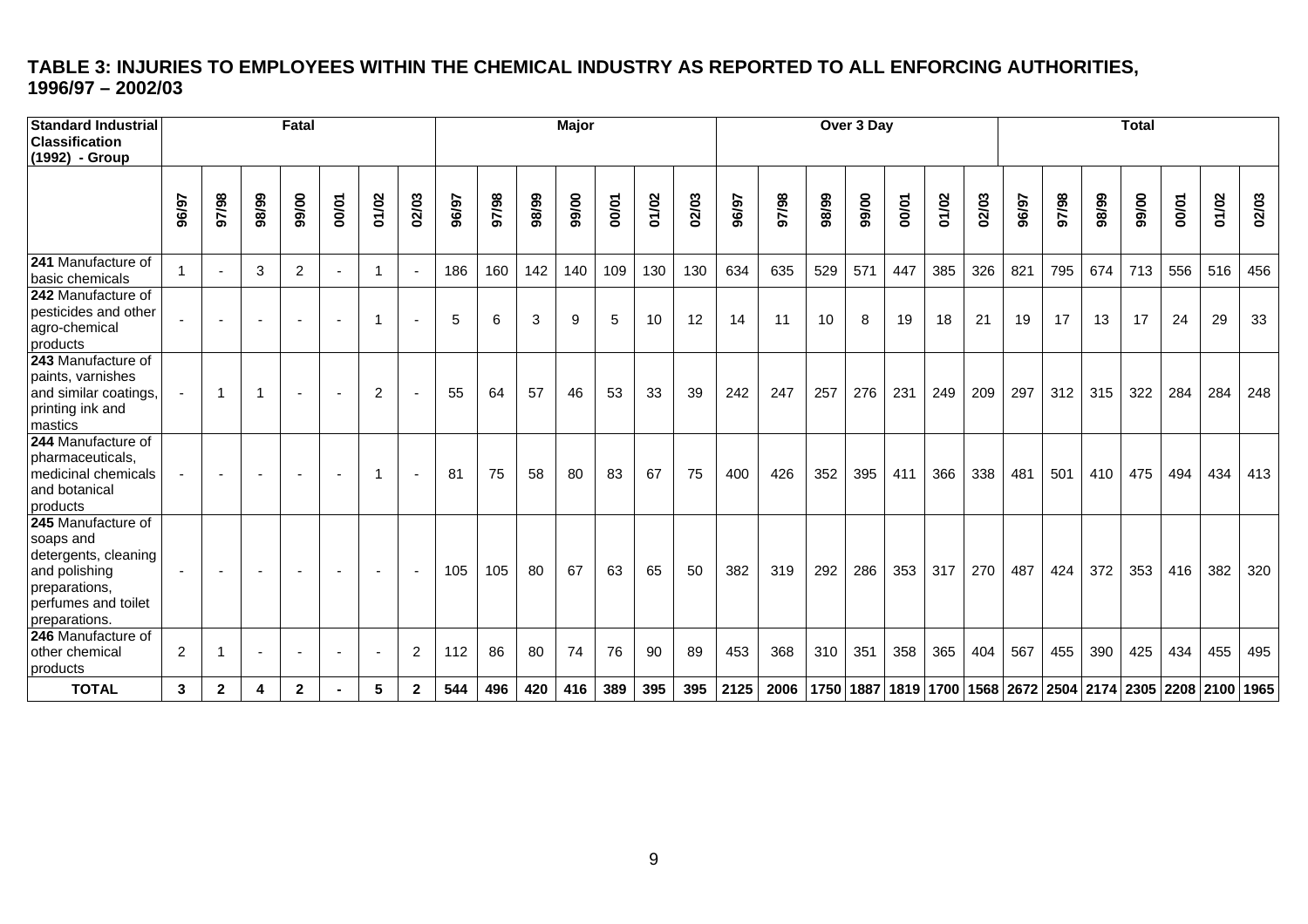## TABLE 3: INJURIES TO EMPLOYEES WITHIN THE CHEMICAL INDUSTRY AS REPORTED TO ALL ENFORCING AUTHORITIES, 1996/97 – 2002/03

| Standard Industrial Classification (1992) - Group | Fatal | | | | | | | Major | | | | | | | Over 3 Day | | | | | | | Total | | | | | | |
|---|---|---|---|---|---|---|---|---|---|---|---|---|---|---|---|---|---|---|---|---|---|---|---|---|---|---|---|---|
| | 96/97 | 97/98 | 98/99 | 99/00 | 00/01 | 01/02 | 02/03 | 96/97 | 97/98 | 98/99 | 99/00 | 00/01 | 01/02 | 02/03 | 96/97 | 97/98 | 98/99 | 99/00 | 00/01 | 01/02 | 02/03 | 96/97 | 97/98 | 98/99 | 99/00 | 00/01 | 01/02 | 02/03 |
| **241** Manufacture of basic chemicals | 1 | - | 3 | 2 | - | 1 | - | 186 | 160 | 142 | 140 | 109 | 130 | 130 | 634 | 635 | 529 | 571 | 447 | 385 | 326 | 821 | 795 | 674 | 713 | 556 | 516 | 456 |
| **242** Manufacture of pesticides and other agro-chemical products | - | - | - | - | - | 1 | - | 5 | 6 | 3 | 9 | 5 | 10 | 12 | 14 | 11 | 10 | 8 | 19 | 18 | 21 | 19 | 17 | 13 | 17 | 24 | 29 | 33 |
| **243** Manufacture of paints, varnishes and similar coatings, printing ink and mastics | - | 1 | 1 | - | - | 2 | - | 55 | 64 | 57 | 46 | 53 | 33 | 39 | 242 | 247 | 257 | 276 | 231 | 249 | 209 | 297 | 312 | 315 | 322 | 284 | 284 | 248 |
| **244** Manufacture of pharmaceuticals, medicinal chemicals and botanical products | - | - | - | - | - | 1 | - | 81 | 75 | 58 | 80 | 83 | 67 | 75 | 400 | 426 | 352 | 395 | 411 | 366 | 338 | 481 | 501 | 410 | 475 | 494 | 434 | 413 |
| **245** Manufacture of soaps and detergents, cleaning and polishing preparations, perfumes and toilet preparations. | - | - | - | - | - | - | - | 105 | 105 | 80 | 67 | 63 | 65 | 50 | 382 | 319 | 292 | 286 | 353 | 317 | 270 | 487 | 424 | 372 | 353 | 416 | 382 | 320 |
| **246** Manufacture of other chemical products | 2 | 1 | - | - | - | - | 2 | 112 | 86 | 80 | 74 | 76 | 90 | 89 | 453 | 368 | 310 | 351 | 358 | 365 | 404 | 567 | 455 | 390 | 425 | 434 | 455 | 495 |
| **TOTAL** | **3** | **2** | **4** | **2** | **-** | **5** | **2** | **544** | **496** | **420** | **416** | **389** | **395** | **395** | **2125** | **2006** | **1750** | **1887** | **1819** | **1700** | **1568** | **2672** | **2504** | **2174** | **2305** | **2208** | **2100** | **1965** |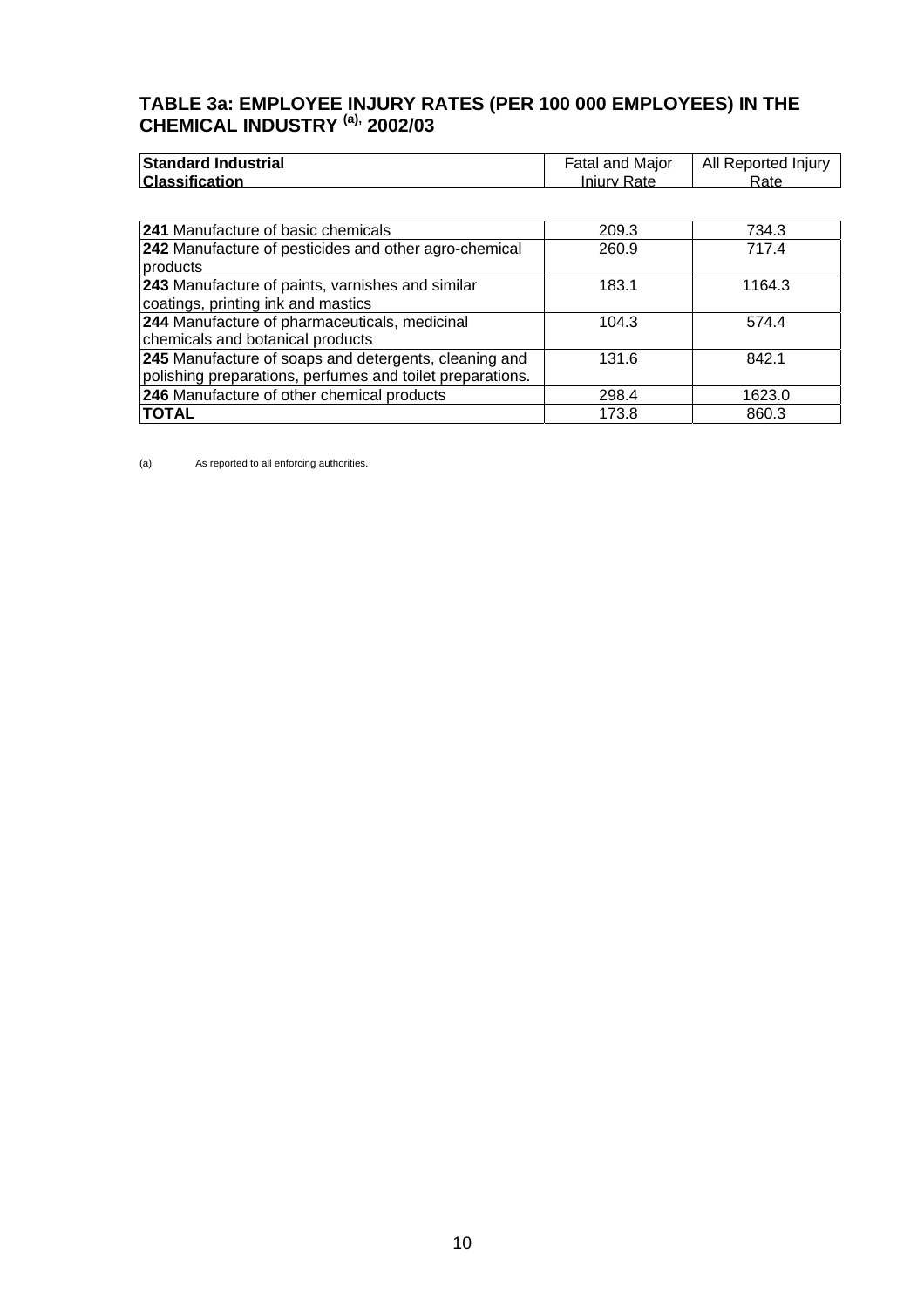## TABLE 3a: EMPLOYEE INJURY RATES (PER 100 000 EMPLOYEES) IN THE CHEMICAL INDUSTRY [(a)], 2002/03

| Standard Industrial Classification | Fatal and Major Injury Rate | All Reported Injury Rate |
|---|---|---|
| **241** Manufacture of basic chemicals | 209.3 | 734.3 |
| **242** Manufacture of pesticides and other agro-chemical products | 260.9 | 717.4 |
| **243** Manufacture of paints, varnishes and similar coatings, printing ink and mastics | 183.1 | 1164.3 |
| **244** Manufacture of pharmaceuticals, medicinal chemicals and botanical products | 104.3 | 574.4 |
| **245** Manufacture of soaps and detergents, cleaning and polishing preparations, perfumes and toilet preparations. | 131.6 | 842.1 |
| **246** Manufacture of other chemical products | 298.4 | 1623.0 |
| **TOTAL** | 173.8 | 860.3 |

(a) As reported to all enforcing authorities.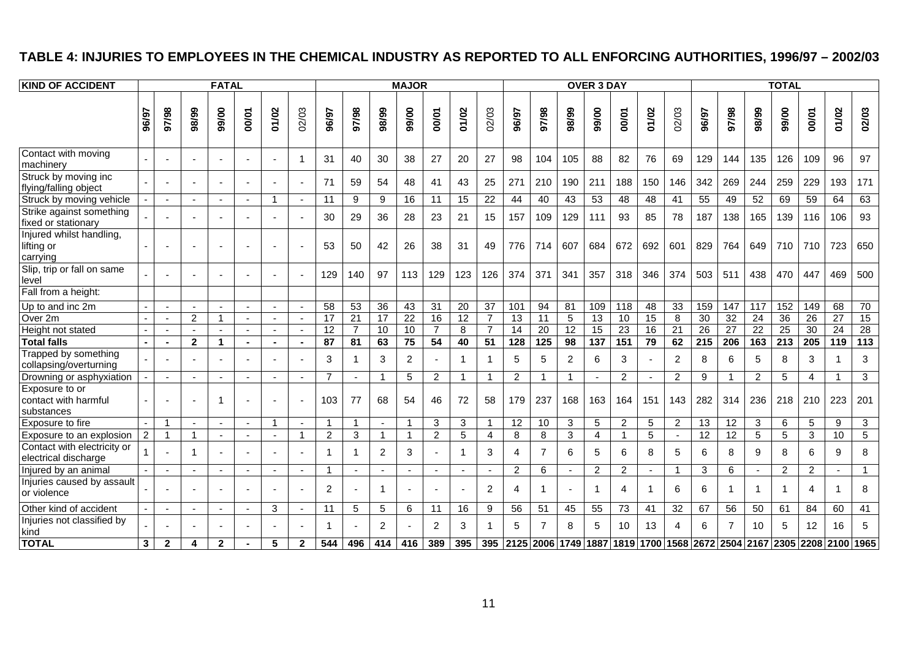## TABLE 4: INJURIES TO EMPLOYEES IN THE CHEMICAL INDUSTRY AS REPORTED TO ALL ENFORCING AUTHORITIES, 1996/97 – 2002/03

| KIND OF ACCIDENT | FATAL | | | | | | | MAJOR | | | | | | | OVER 3 DAY | | | | | | | TOTAL | | | | | | |
|---|---|---|---|---|---|---|---|---|---|---|---|---|---|---|---|---|---|---|---|---|---|---|---|---|---|---|---|---|
| | 96/97 | 97/98 | 98/99 | 99/00 | 00/01 | 01/02 | 02/03 | 96/97 | 97/98 | 98/99 | 99/00 | 00/01 | 01/02 | 02/03 | 96/97 | 97/98 | 98/99 | 99/00 | 00/01 | 01/02 | 02/03 | 96/97 | 97/98 | 98/99 | 99/00 | 00/01 | 01/02 | 02/03 |
| Contact with moving machinery | - | - | - | - | - | - | 1 | 31 | 40 | 30 | 38 | 27 | 20 | 27 | 98 | 104 | 105 | 88 | 82 | 76 | 69 | 129 | 144 | 135 | 126 | 109 | 96 | 97 |
| Struck by moving inc flying/falling object | - | - | - | - | - | - | - | 71 | 59 | 54 | 48 | 41 | 43 | 25 | 271 | 210 | 190 | 211 | 188 | 150 | 146 | 342 | 269 | 244 | 259 | 229 | 193 | 171 |
| Struck by moving vehicle | - | - | - | - | - | 1 | - | 11 | 9 | 9 | 16 | 11 | 15 | 22 | 44 | 40 | 43 | 53 | 48 | 48 | 41 | 55 | 49 | 52 | 69 | 59 | 64 | 63 |
| Strike against something fixed or stationary | - | - | - | - | - | - | - | 30 | 29 | 36 | 28 | 23 | 21 | 15 | 157 | 109 | 129 | 111 | 93 | 85 | 78 | 187 | 138 | 165 | 139 | 116 | 106 | 93 |
| Injured whilst handling, lifting or carrying | - | - | - | - | - | - | - | 53 | 50 | 42 | 26 | 38 | 31 | 49 | 776 | 714 | 607 | 684 | 672 | 692 | 601 | 829 | 764 | 649 | 710 | 710 | 723 | 650 |
| Slip, trip or fall on same level | - | - | - | - | - | - | - | 129 | 140 | 97 | 113 | 129 | 123 | 126 | 374 | 371 | 341 | 357 | 318 | 346 | 374 | 503 | 511 | 438 | 470 | 447 | 469 | 500 |
| Fall from a height: | | | | | | | | | | | | | | | | | | | | | | | | | | | | |
| Up to and inc 2m | - | - | - | - | - | - | - | 58 | 53 | 36 | 43 | 31 | 20 | 37 | 101 | 94 | 81 | 109 | 118 | 48 | 33 | 159 | 147 | 117 | 152 | 149 | 68 | 70 |
| Over 2m | - | - | 2 | 1 | - | - | - | 17 | 21 | 17 | 22 | 16 | 12 | 7 | 13 | 11 | 5 | 13 | 10 | 15 | 8 | 30 | 32 | 24 | 36 | 26 | 27 | 15 |
| Height not stated | - | - | - | - | - | - | - | 12 | 7 | 10 | 10 | 7 | 8 | 7 | 14 | 20 | 12 | 15 | 23 | 16 | 21 | 26 | 27 | 22 | 25 | 30 | 24 | 28 |
| **Total falls** | **-** | **-** | **2** | **1** | **-** | **-** | **-** | **87** | **81** | **63** | **75** | **54** | **40** | **51** | **128** | **125** | **98** | **137** | **151** | **79** | **62** | **215** | **206** | **163** | **213** | **205** | **119** | **113** |
| Trapped by something collapsing/overturning | - | - | - | - | - | - | - | 3 | 1 | 3 | 2 | - | 1 | 1 | 5 | 5 | 2 | 6 | 3 | - | 2 | 8 | 6 | 5 | 8 | 3 | 1 | 3 |
| Drowning or asphyxiation | - | - | - | - | - | - | - | 7 | - | 1 | 5 | 2 | 1 | 1 | 2 | 1 | 1 | - | 2 | - | 2 | 9 | 1 | 2 | 5 | 4 | 1 | 3 |
| Exposure to or contact with harmful substances | - | - | - | 1 | - | - | - | 103 | 77 | 68 | 54 | 46 | 72 | 58 | 179 | 237 | 168 | 163 | 164 | 151 | 143 | 282 | 314 | 236 | 218 | 210 | 223 | 201 |
| Exposure to fire | - | 1 | - | - | - | 1 | - | 1 | 1 | - | 1 | 3 | 3 | 1 | 12 | 10 | 3 | 5 | 2 | 5 | 2 | 13 | 12 | 3 | 6 | 5 | 9 | 3 |
| Exposure to an explosion | 2 | 1 | 1 | - | - | - | 1 | 2 | 3 | 1 | 1 | 2 | 5 | 4 | 8 | 8 | 3 | 4 | 1 | 5 | - | 12 | 12 | 5 | 5 | 3 | 10 | 5 |
| Contact with electricity or electrical discharge | 1 | - | 1 | - | - | - | - | 1 | 1 | 2 | 3 | - | 1 | 3 | 4 | 7 | 6 | 5 | 6 | 8 | 5 | 6 | 8 | 9 | 8 | 6 | 9 | 8 |
| Injured by an animal | - | - | - | - | - | - | - | 1 | - | - | - | - | - | - | 2 | 6 | - | 2 | 2 | - | 1 | 3 | 6 | - | 2 | 2 | - | 1 |
| Injuries caused by assault or violence | - | - | - | - | - | - | - | 2 | - | 1 | - | - | - | 2 | 4 | 1 | - | 1 | 4 | 1 | 6 | 6 | 1 | 1 | 1 | 4 | 1 | 8 |
| Other kind of accident | - | - | - | - | - | 3 | - | 11 | 5 | 5 | 6 | 11 | 16 | 9 | 56 | 51 | 45 | 55 | 73 | 41 | 32 | 67 | 56 | 50 | 61 | 84 | 60 | 41 |
| Injuries not classified by kind | - | - | - | - | - | - | - | 1 | - | 2 | - | 2 | 3 | 1 | 5 | 7 | 8 | 5 | 10 | 13 | 4 | 6 | 7 | 10 | 5 | 12 | 16 | 5 |
| **TOTAL** | **3** | **2** | **4** | **2** | **-** | **5** | **2** | **544** | **496** | **414** | **416** | **389** | **395** | **395** | **2125** | **2006** | **1749** | **1887** | **1819** | **1700** | **1568** | **2672** | **2504** | **2167** | **2305** | **2208** | **2100** | **1965** |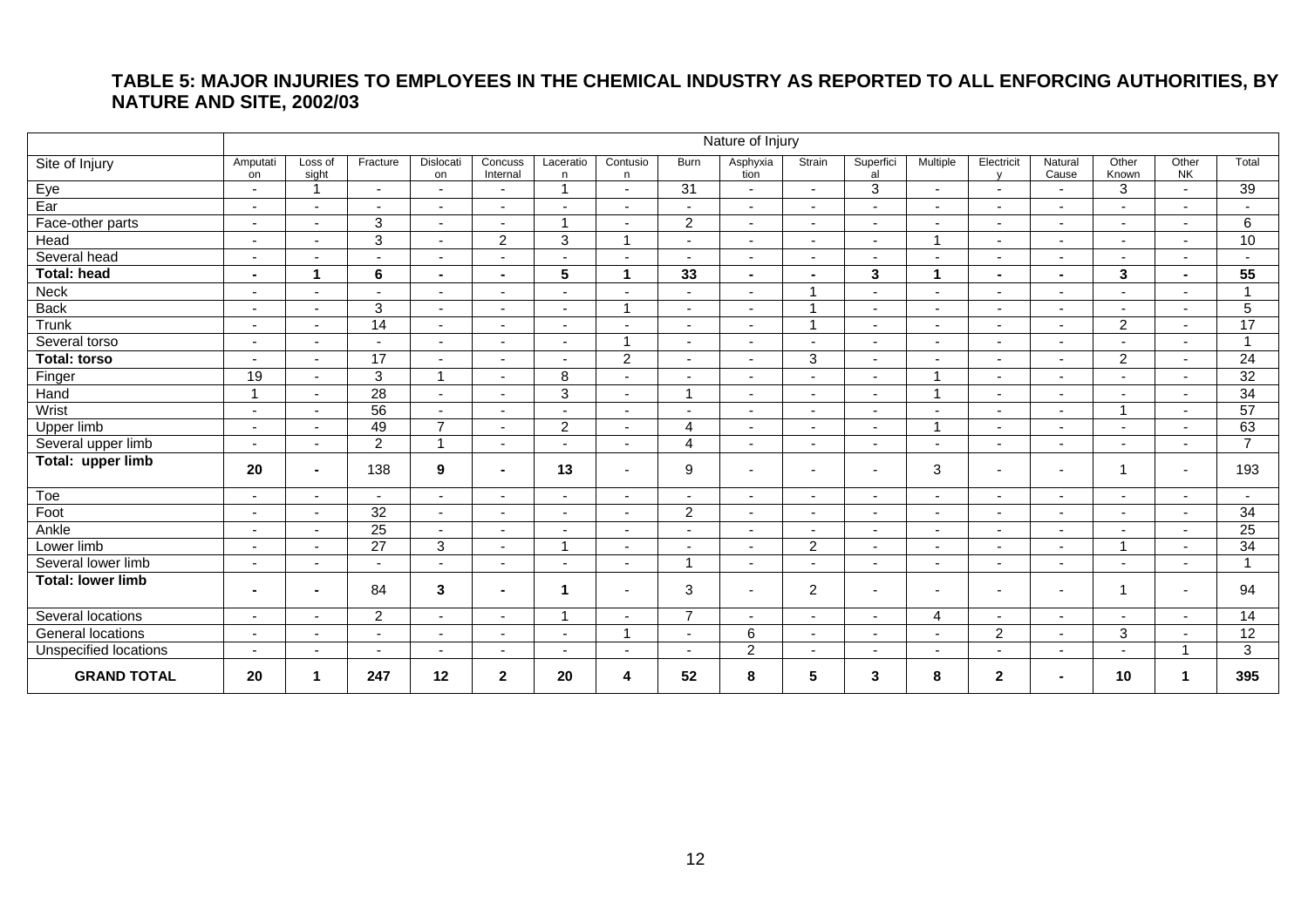# TABLE 5: MAJOR INJURIES TO EMPLOYEES IN THE CHEMICAL INDUSTRY AS REPORTED TO ALL ENFORCING AUTHORITIES, BY NATURE AND SITE, 2002/03

| | Nature of Injury | | | | | | | | | | | | | | | | |
|---|---|---|---|---|---|---|---|---|---|---|---|---|---|---|---|---|---|
| Site of Injury | Amputation | Loss of sight | Fracture | Dislocation | Concuss Internal | Laceration | Contusion | Burn | Asphyxiation | Strain | Superficial | Multiple | Electricity | Natural Cause | Other Known | Other NK | Total |
| Eye | - | 1 | - | - | - | 1 | - | 31 | - | - | 3 | - | - | - | 3 | - | 39 |
| Ear | - | - | - | - | - | - | - | - | - | - | - | - | - | - | - | - | - |
| Face-other parts | - | - | 3 | - | - | 1 | - | 2 | - | - | - | - | - | - | - | - | 6 |
| Head | - | - | 3 | - | 2 | 3 | 1 | - | - | - | - | 1 | - | - | - | - | 10 |
| Several head | - | - | - | - | - | - | - | - | - | - | - | - | - | - | - | - | - |
| **Total: head** | **-** | **1** | **6** | **-** | **-** | **5** | **1** | **33** | **-** | **-** | **3** | **1** | **-** | **-** | **3** | **-** | **55** |
| Neck | - | - | - | - | - | - | - | - | - | 1 | - | - | - | - | - | - | 1 |
| Back | - | - | 3 | - | - | - | 1 | - | - | 1 | - | - | - | - | - | - | 5 |
| Trunk | - | - | 14 | - | - | - | - | - | - | 1 | - | - | - | - | 2 | - | 17 |
| Several torso | - | - | - | - | - | - | 1 | - | - | - | - | - | - | - | - | - | 1 |
| **Total: torso** | - | - | 17 | - | - | - | 2 | - | - | 3 | - | - | - | - | 2 | - | 24 |
| Finger | 19 | - | 3 | 1 | - | 8 | - | - | - | - | - | 1 | - | - | - | - | 32 |
| Hand | 1 | - | 28 | - | - | 3 | - | 1 | - | - | - | 1 | - | - | - | - | 34 |
| Wrist | - | - | 56 | - | - | - | - | - | - | - | - | - | - | - | 1 | - | 57 |
| Upper limb | - | - | 49 | 7 | - | 2 | - | 4 | - | - | - | 1 | - | - | - | - | 63 |
| Several upper limb | - | - | 2 | 1 | - | - | - | 4 | - | - | - | - | - | - | - | - | 7 |
| **Total: upper limb** | **20** | **-** | 138 | **9** | **-** | **13** | - | 9 | - | - | - | 3 | - | - | 1 | - | 193 |
| Toe | - | - | - | - | - | - | - | - | - | - | - | - | - | - | - | - | - |
| Foot | - | - | 32 | - | - | - | - | 2 | - | - | - | - | - | - | - | - | 34 |
| Ankle | - | - | 25 | - | - | - | - | - | - | - | - | - | - | - | - | - | 25 |
| Lower limb | - | - | 27 | 3 | - | 1 | - | - | - | 2 | - | - | - | - | 1 | - | 34 |
| Several lower limb | - | - | - | - | - | - | - | 1 | - | - | - | - | - | - | - | - | 1 |
| **Total: lower limb** | **-** | **-** | 84 | **3** | **-** | **1** | - | 3 | - | 2 | - | - | - | - | 1 | - | 94 |
| Several locations | - | - | 2 | - | - | 1 | - | 7 | - | - | - | 4 | - | - | - | - | 14 |
| General locations | - | - | - | - | - | - | 1 | - | 6 | - | - | - | 2 | - | 3 | - | 12 |
| Unspecified locations | - | - | - | - | - | - | - | - | 2 | - | - | - | - | - | - | 1 | 3 |
| **GRAND TOTAL** | **20** | **1** | **247** | **12** | **2** | **20** | **4** | **52** | **8** | **5** | **3** | **8** | **2** | **-** | **10** | **1** | **395** |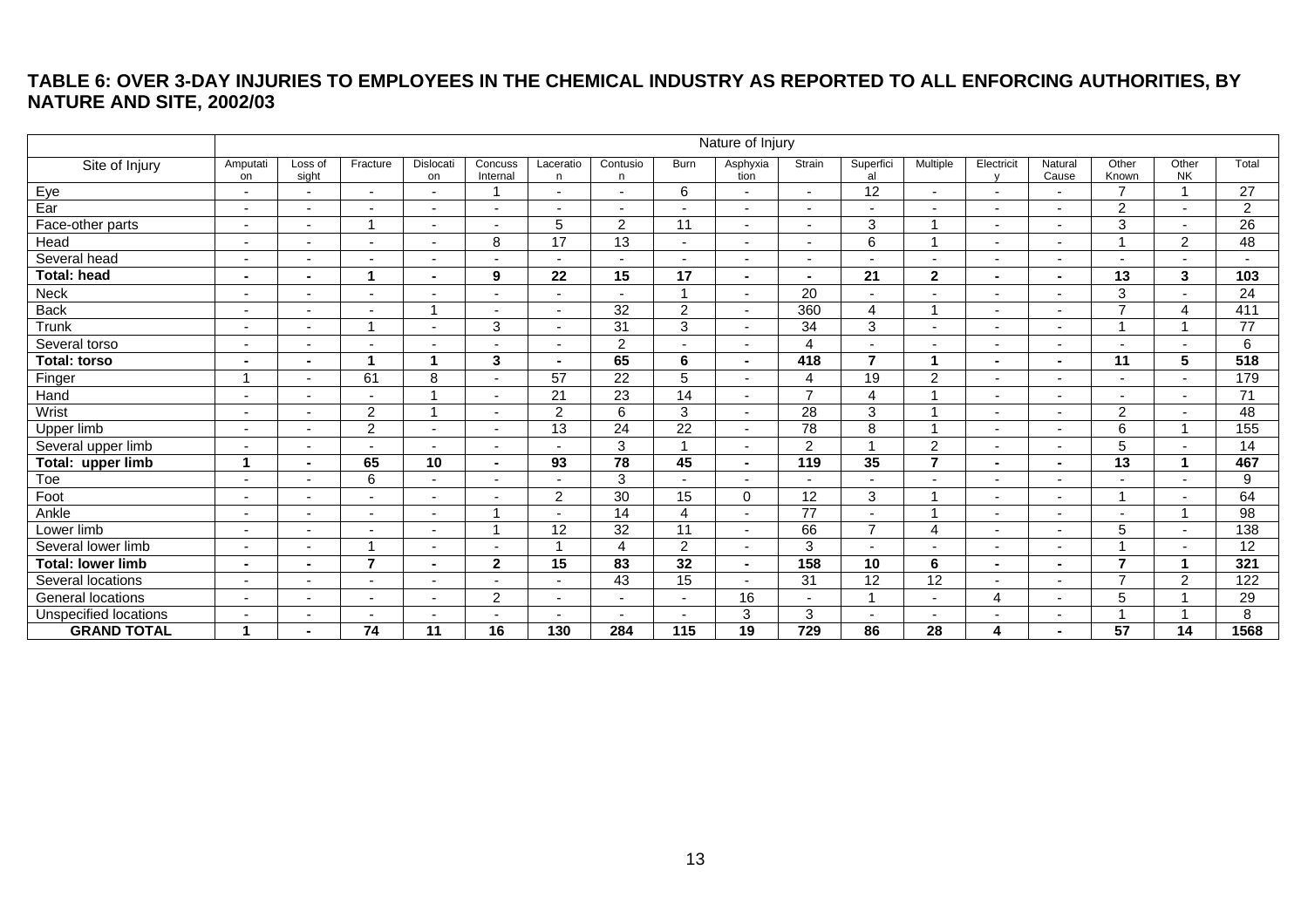**TABLE 6: OVER 3-DAY INJURIES TO EMPLOYEES IN THE CHEMICAL INDUSTRY AS REPORTED TO ALL ENFORCING AUTHORITIES, BY NATURE AND SITE, 2002/03**

| | Nature of Injury | | | | | | | | | | | | | | | | |
|---|---|---|---|---|---|---|---|---|---|---|---|---|---|---|---|---|---|
| Site of Injury | Amputation | Loss of sight | Fracture | Dislocation | Concuss Internal | Laceration | Contusion | Burn | Asphyxiation | Strain | Superficial | Multiple | Electricity | Natural Cause | Other Known | Other NK | Total |
| Eye | - | - | - | - | 1 | - | - | 6 | - | - | 12 | - | - | - | 7 | 1 | 27 |
| Ear | - | - | - | - | - | - | - | - | - | - | - | - | - | - | 2 | - | 2 |
| Face-other parts | - | - | 1 | - | - | 5 | 2 | 11 | - | - | 3 | 1 | - | - | 3 | - | 26 |
| Head | - | - | - | - | 8 | 17 | 13 | - | - | - | 6 | 1 | - | - | 1 | 2 | 48 |
| Several head | - | - | - | - | - | - | - | - | - | - | - | - | - | - | - | - | - |
| **Total: head** | **-** | **-** | **1** | **-** | **9** | **22** | **15** | **17** | **-** | **-** | **21** | **2** | **-** | **-** | **13** | **3** | **103** |
| Neck | - | - | - | - | - | - | - | 1 | - | 20 | - | - | - | - | 3 | - | 24 |
| Back | - | - | - | 1 | - | - | 32 | 2 | - | 360 | 4 | 1 | - | - | 7 | 4 | 411 |
| Trunk | - | - | 1 | - | 3 | - | 31 | 3 | - | 34 | 3 | - | - | - | 1 | 1 | 77 |
| Several torso | - | - | - | - | - | - | 2 | - | - | 4 | - | - | - | - | - | - | 6 |
| **Total: torso** | **-** | **-** | **1** | **1** | **3** | **-** | **65** | **6** | **-** | **418** | **7** | **1** | **-** | **-** | **11** | **5** | **518** |
| Finger | 1 | - | 61 | 8 | - | 57 | 22 | 5 | - | 4 | 19 | 2 | - | - | - | - | 179 |
| Hand | - | - | - | 1 | - | 21 | 23 | 14 | - | 7 | 4 | 1 | - | - | - | - | 71 |
| Wrist | - | - | 2 | 1 | - | 2 | 6 | 3 | - | 28 | 3 | 1 | - | - | 2 | - | 48 |
| Upper limb | - | - | 2 | - | - | 13 | 24 | 22 | - | 78 | 8 | 1 | - | - | 6 | 1 | 155 |
| Several upper limb | - | - | - | - | - | - | 3 | 1 | - | 2 | 1 | 2 | - | - | 5 | - | 14 |
| **Total: upper limb** | **1** | **-** | **65** | **10** | **-** | **93** | **78** | **45** | **-** | **119** | **35** | **7** | **-** | **-** | **13** | **1** | **467** |
| Toe | - | - | 6 | - | - | - | 3 | - | - | - | - | - | - | - | - | - | 9 |
| Foot | - | - | - | - | - | 2 | 30 | 15 | 0 | 12 | 3 | 1 | - | - | 1 | - | 64 |
| Ankle | - | - | - | - | 1 | - | 14 | 4 | - | 77 | - | 1 | - | - | - | 1 | 98 |
| Lower limb | - | - | - | - | 1 | 12 | 32 | 11 | - | 66 | 7 | 4 | - | - | 5 | - | 138 |
| Several lower limb | - | - | 1 | - | - | 1 | 4 | 2 | - | 3 | - | - | - | - | 1 | - | 12 |
| **Total: lower limb** | **-** | **-** | **7** | **-** | **2** | **15** | **83** | **32** | **-** | **158** | **10** | **6** | **-** | **-** | **7** | **1** | **321** |
| Several locations | - | - | - | - | - | - | 43 | 15 | - | 31 | 12 | 12 | - | - | 7 | 2 | 122 |
| General locations | - | - | - | - | 2 | - | - | - | 16 | - | 1 | - | 4 | - | 5 | 1 | 29 |
| Unspecified locations | - | - | - | - | - | - | - | - | 3 | 3 | - | - | - | - | 1 | 1 | 8 |
| **GRAND TOTAL** | **1** | **-** | **74** | **11** | **16** | **130** | **284** | **115** | **19** | **729** | **86** | **28** | **4** | **-** | **57** | **14** | **1568** |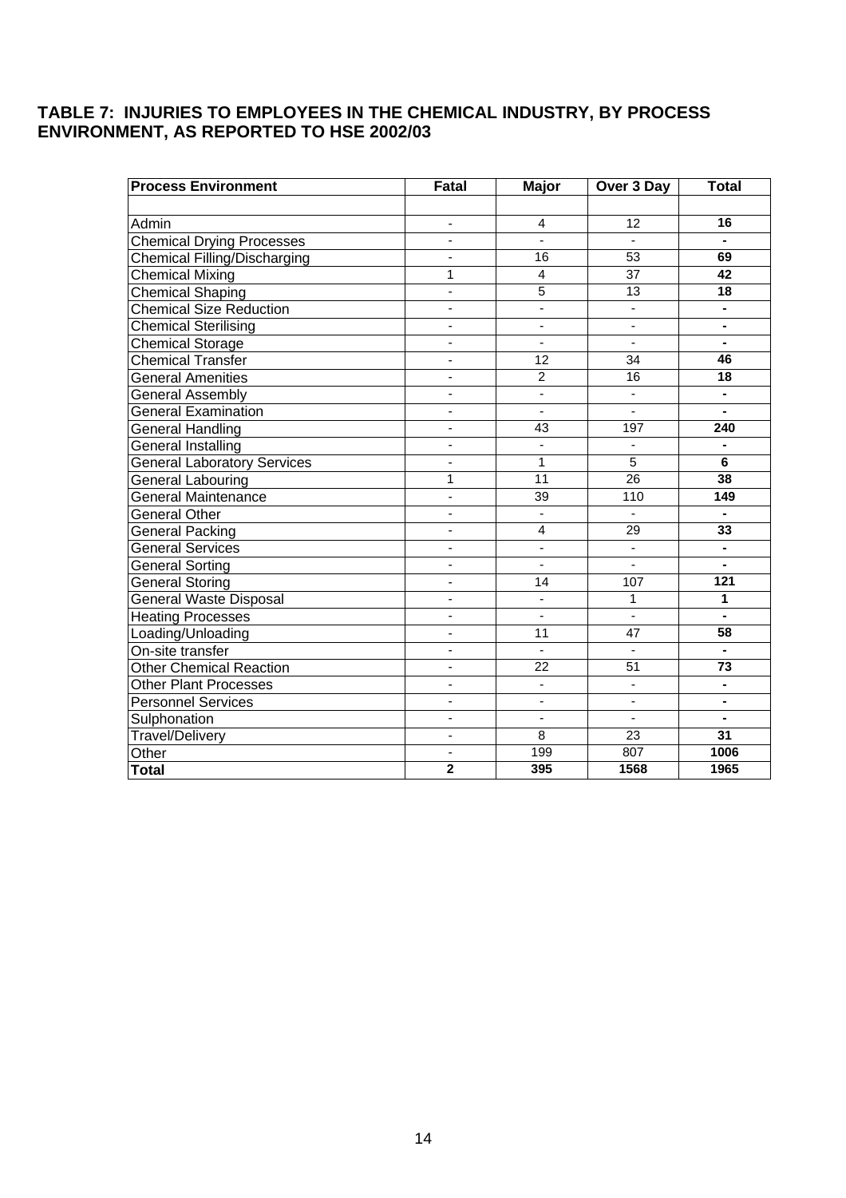# TABLE 7: INJURIES TO EMPLOYEES IN THE CHEMICAL INDUSTRY, BY PROCESS ENVIRONMENT, AS REPORTED TO HSE 2002/03

| Process Environment | Fatal | Major | Over 3 Day | Total |
|---|---|---|---|---|
| | | | | |
| Admin | - | 4 | 12 | **16** |
| Chemical Drying Processes | - | - | - | **-** |
| Chemical Filling/Discharging | - | 16 | 53 | **69** |
| Chemical Mixing | 1 | 4 | 37 | **42** |
| Chemical Shaping | - | 5 | 13 | **18** |
| Chemical Size Reduction | - | - | - | **-** |
| Chemical Sterilising | - | - | - | **-** |
| Chemical Storage | - | - | - | **-** |
| Chemical Transfer | - | 12 | 34 | **46** |
| General Amenities | - | 2 | 16 | **18** |
| General Assembly | - | - | - | **-** |
| General Examination | - | - | - | **-** |
| General Handling | - | 43 | 197 | **240** |
| General Installing | - | - | - | **-** |
| General Laboratory Services | - | 1 | 5 | **6** |
| General Labouring | 1 | 11 | 26 | **38** |
| General Maintenance | - | 39 | 110 | **149** |
| General Other | - | - | - | **-** |
| General Packing | - | 4 | 29 | **33** |
| General Services | - | - | - | **-** |
| General Sorting | - | - | - | **-** |
| General Storing | - | 14 | 107 | **121** |
| General Waste Disposal | - | - | 1 | **1** |
| Heating Processes | - | - | - | **-** |
| Loading/Unloading | - | 11 | 47 | **58** |
| On-site transfer | - | - | - | **-** |
| Other Chemical Reaction | - | 22 | 51 | **73** |
| Other Plant Processes | - | - | - | **-** |
| Personnel Services | - | - | - | **-** |
| Sulphonation | - | - | - | **-** |
| Travel/Delivery | - | 8 | 23 | **31** |
| Other | - | 199 | 807 | **1006** |
| **Total** | **2** | **395** | **1568** | **1965** |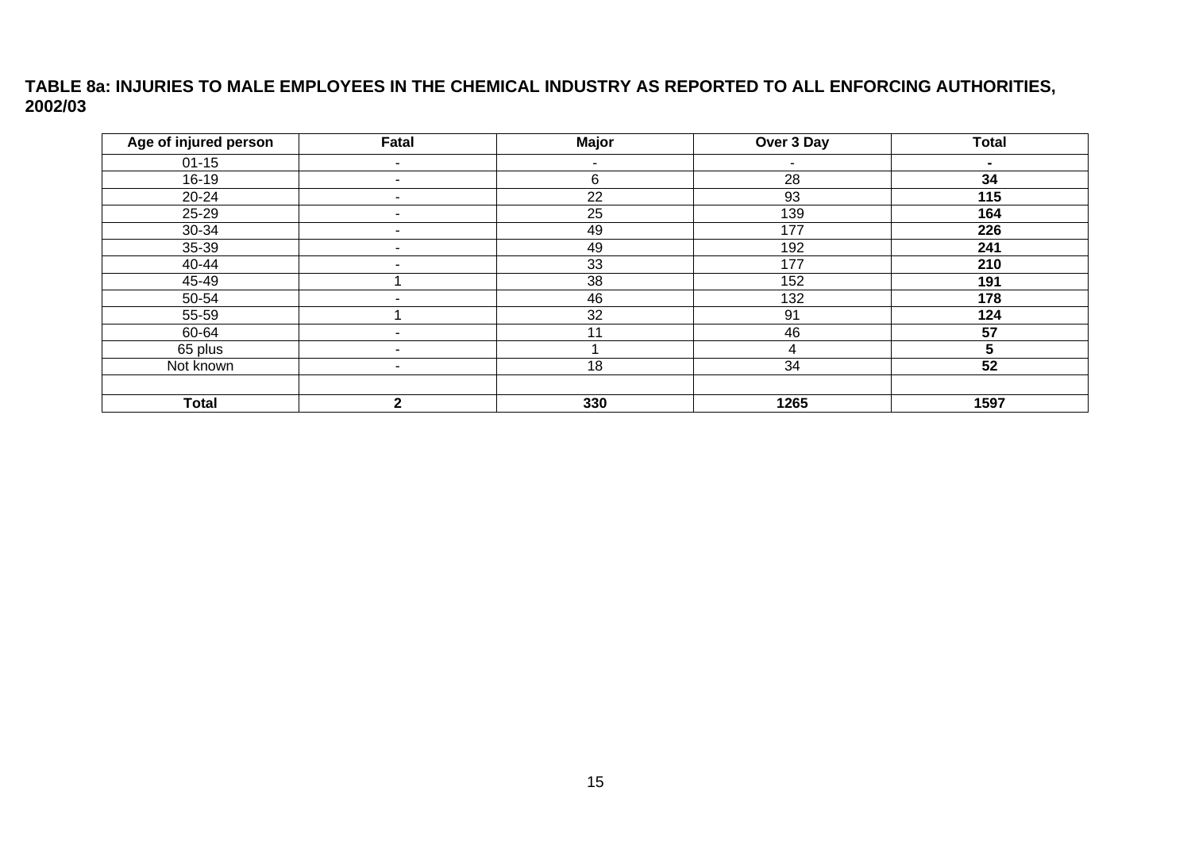**TABLE 8a: INJURIES TO MALE EMPLOYEES IN THE CHEMICAL INDUSTRY AS REPORTED TO ALL ENFORCING AUTHORITIES, 2002/03**

| Age of injured person | Fatal | Major | Over 3 Day | Total |
|---|---|---|---|---|
| 01-15 | - | - | - | **-** |
| 16-19 | - | 6 | 28 | **34** |
| 20-24 | - | 22 | 93 | **115** |
| 25-29 | - | 25 | 139 | **164** |
| 30-34 | - | 49 | 177 | **226** |
| 35-39 | - | 49 | 192 | **241** |
| 40-44 | - | 33 | 177 | **210** |
| 45-49 | 1 | 38 | 152 | **191** |
| 50-54 | - | 46 | 132 | **178** |
| 55-59 | 1 | 32 | 91 | **124** |
| 60-64 | - | 11 | 46 | **57** |
| 65 plus | - | 1 | 4 | **5** |
| Not known | - | 18 | 34 | **52** |
| | | | | |
| **Total** | **2** | **330** | **1265** | **1597** |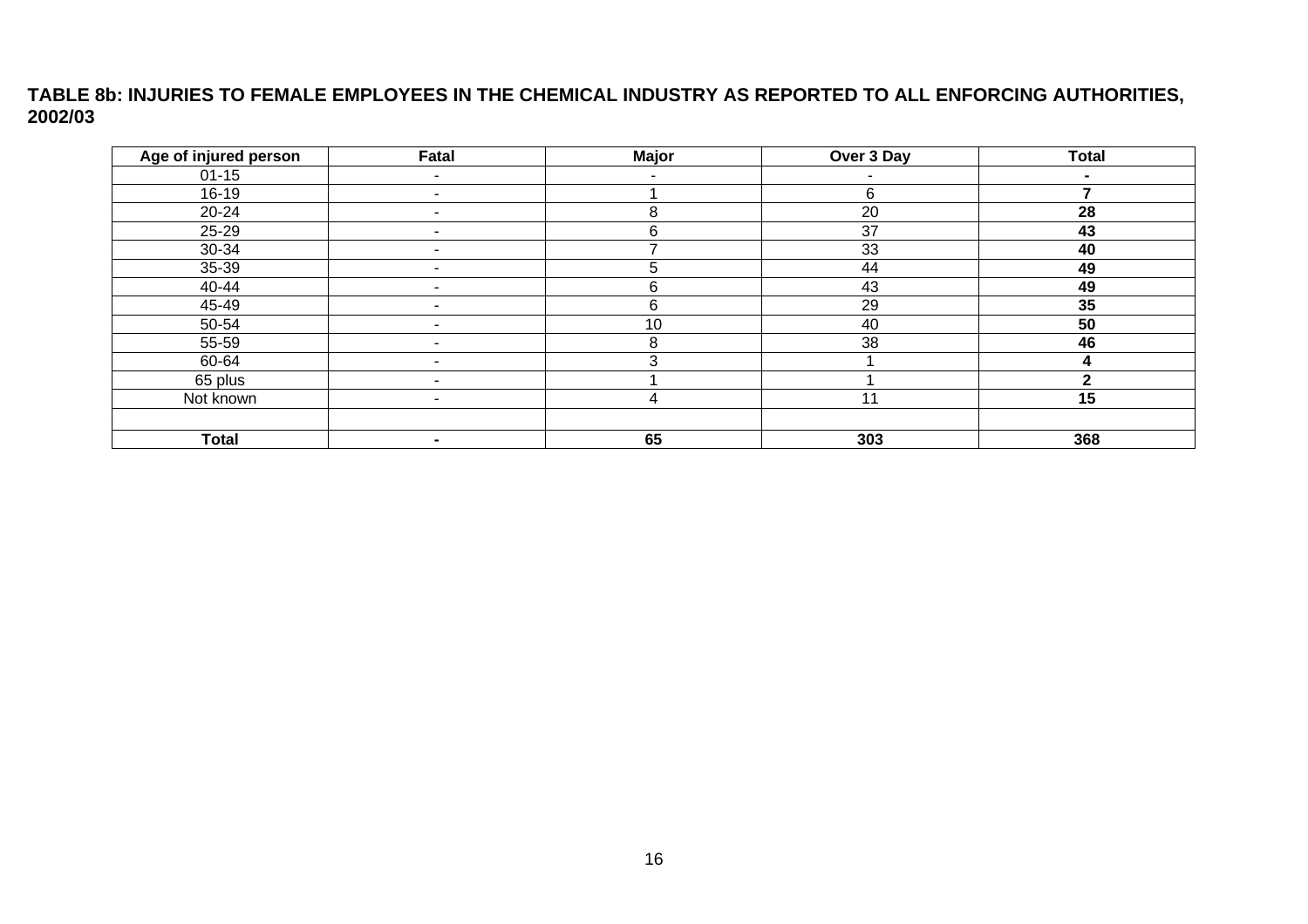**TABLE 8b: INJURIES TO FEMALE EMPLOYEES IN THE CHEMICAL INDUSTRY AS REPORTED TO ALL ENFORCING AUTHORITIES, 2002/03**

| Age of injured person | Fatal | Major | Over 3 Day | Total |
|---|---|---|---|---|
| 01-15 | - | - | - | **-** |
| 16-19 | - | 1 | 6 | **7** |
| 20-24 | - | 8 | 20 | **28** |
| 25-29 | - | 6 | 37 | **43** |
| 30-34 | - | 7 | 33 | **40** |
| 35-39 | - | 5 | 44 | **49** |
| 40-44 | - | 6 | 43 | **49** |
| 45-49 | - | 6 | 29 | **35** |
| 50-54 | - | 10 | 40 | **50** |
| 55-59 | - | 8 | 38 | **46** |
| 60-64 | - | 3 | 1 | **4** |
| 65 plus | - | 1 | 1 | **2** |
| Not known | - | 4 | 11 | **15** |
| | | | | |
| **Total** | **-** | **65** | **303** | **368** |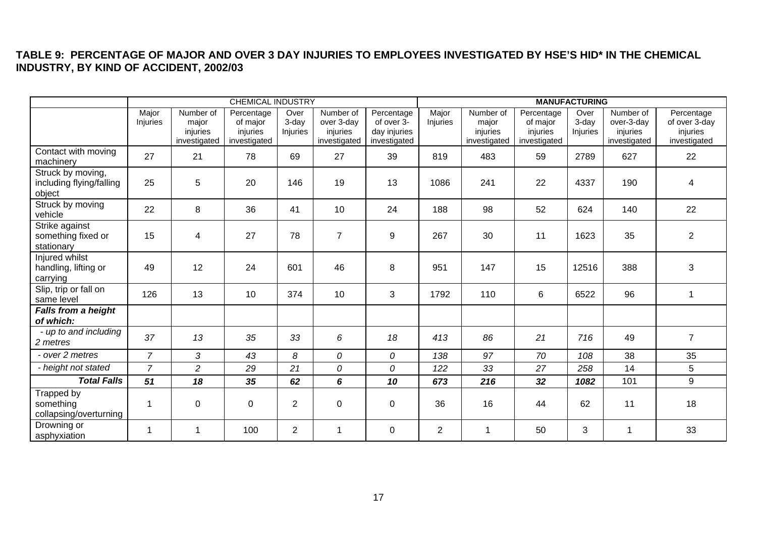**TABLE 9: PERCENTAGE OF MAJOR AND OVER 3 DAY INJURIES TO EMPLOYEES INVESTIGATED BY HSE'S HID* IN THE CHEMICAL INDUSTRY, BY KIND OF ACCIDENT, 2002/03**

| | CHEMICAL INDUSTRY | | | | | | **MANUFACTURING** | | | | | |
|---|---|---|---|---|---|---|---|---|---|---|---|---|
| | Major Injuries | Number of major injuries investigated | Percentage of major injuries investigated | Over 3-day Injuries | Number of over 3-day injuries investigated | Percentage of over 3-day injuries investigated | Major Injuries | Number of major injuries investigated | Percentage of major injuries investigated | Over 3-day Injuries | Number of over-3-day injuries investigated | Percentage of over 3-day injuries investigated |
| Contact with moving machinery | 27 | 21 | 78 | 69 | 27 | 39 | 819 | 483 | 59 | 2789 | 627 | 22 |
| Struck by moving, including flying/falling object | 25 | 5 | 20 | 146 | 19 | 13 | 1086 | 241 | 22 | 4337 | 190 | 4 |
| Struck by moving vehicle | 22 | 8 | 36 | 41 | 10 | 24 | 188 | 98 | 52 | 624 | 140 | 22 |
| Strike against something fixed or stationary | 15 | 4 | 27 | 78 | 7 | 9 | 267 | 30 | 11 | 1623 | 35 | 2 |
| Injured whilst handling, lifting or carrying | 49 | 12 | 24 | 601 | 46 | 8 | 951 | 147 | 15 | 12516 | 388 | 3 |
| Slip, trip or fall on same level | 126 | 13 | 10 | 374 | 10 | 3 | 1792 | 110 | 6 | 6522 | 96 | 1 |
| ***Falls from a height of which:*** | | | | | | | | | | | | |
| *- up to and including 2 metres* | *37* | *13* | *35* | *33* | *6* | *18* | *413* | *86* | *21* | *716* | 49 | 7 |
| *- over 2 metres* | *7* | *3* | *43* | *8* | *0* | *0* | *138* | *97* | *70* | *108* | 38 | 35 |
| *- height not stated* | *7* | *2* | *29* | *21* | *0* | *0* | *122* | *33* | *27* | *258* | 14 | 5 |
| ***Total Falls*** | ***51*** | ***18*** | ***35*** | ***62*** | ***6*** | ***10*** | ***673*** | ***216*** | ***32*** | ***1082*** | 101 | 9 |
| Trapped by something collapsing/overturning | 1 | 0 | 0 | 2 | 0 | 0 | 36 | 16 | 44 | 62 | 11 | 18 |
| Drowning or asphyxiation | 1 | 1 | 100 | 2 | 1 | 0 | 2 | 1 | 50 | 3 | 1 | 33 |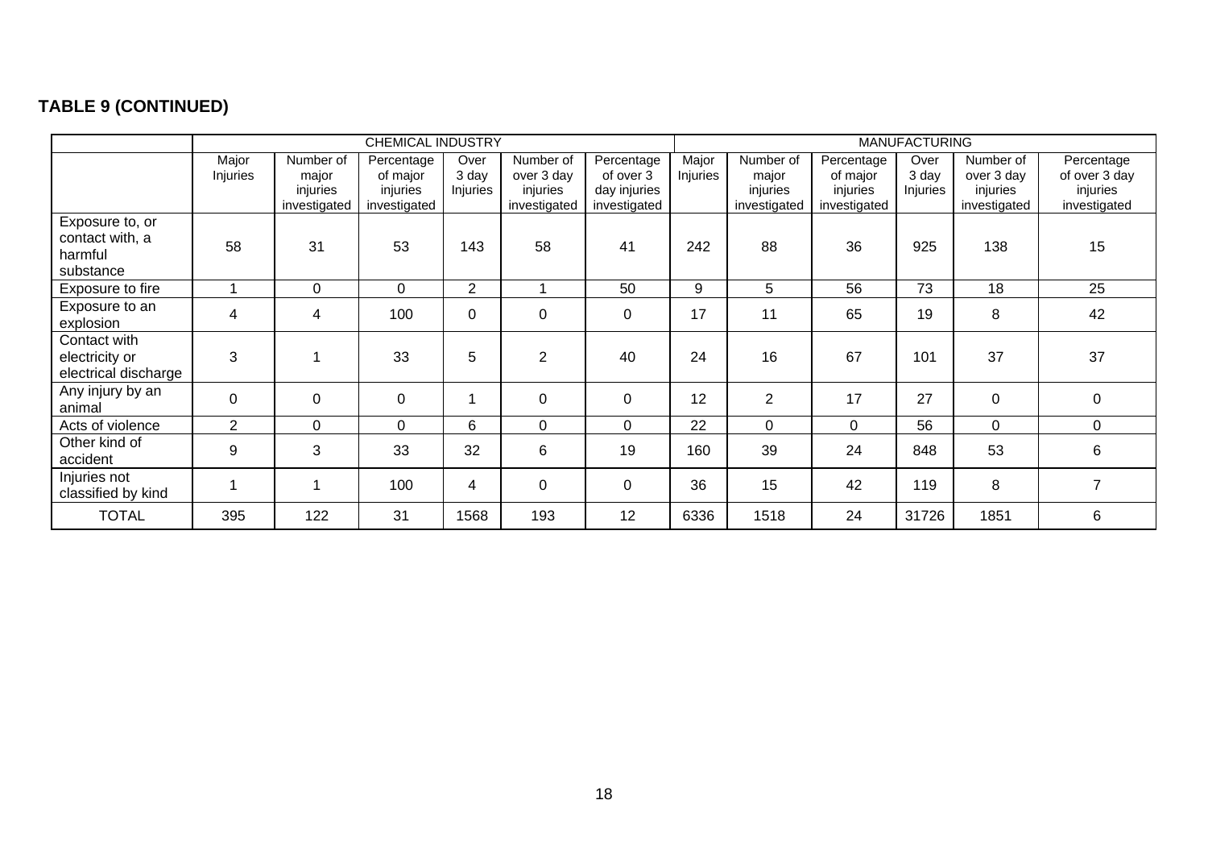**TABLE 9 (CONTINUED)**

| | CHEMICAL INDUSTRY | | | | | | MANUFACTURING | | | | | |
|---|---|---|---|---|---|---|---|---|---|---|---|---|
| | Major Injuries | Number of major injuries investigated | Percentage of major injuries investigated | Over 3 day Injuries | Number of over 3 day injuries investigated | Percentage of over 3 day injuries investigated | Major Injuries | Number of major injuries investigated | Percentage of major injuries investigated | Over 3 day Injuries | Number of over 3 day injuries investigated | Percentage of over 3 day injuries investigated |
| Exposure to, or contact with, a harmful substance | 58 | 31 | 53 | 143 | 58 | 41 | 242 | 88 | 36 | 925 | 138 | 15 |
| Exposure to fire | 1 | 0 | 0 | 2 | 1 | 50 | 9 | 5 | 56 | 73 | 18 | 25 |
| Exposure to an explosion | 4 | 4 | 100 | 0 | 0 | 0 | 17 | 11 | 65 | 19 | 8 | 42 |
| Contact with electricity or electrical discharge | 3 | 1 | 33 | 5 | 2 | 40 | 24 | 16 | 67 | 101 | 37 | 37 |
| Any injury by an animal | 0 | 0 | 0 | 1 | 0 | 0 | 12 | 2 | 17 | 27 | 0 | 0 |
| Acts of violence | 2 | 0 | 0 | 6 | 0 | 0 | 22 | 0 | 0 | 56 | 0 | 0 |
| Other kind of accident | 9 | 3 | 33 | 32 | 6 | 19 | 160 | 39 | 24 | 848 | 53 | 6 |
| Injuries not classified by kind | 1 | 1 | 100 | 4 | 0 | 0 | 36 | 15 | 42 | 119 | 8 | 7 |
| TOTAL | 395 | 122 | 31 | 1568 | 193 | 12 | 6336 | 1518 | 24 | 31726 | 1851 | 6 |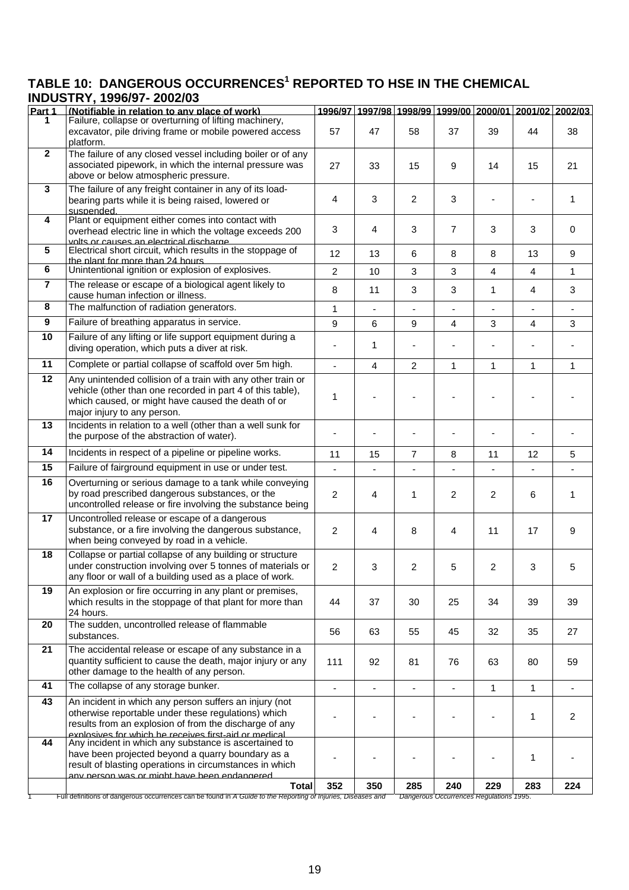## TABLE 10: DANGEROUS OCCURRENCES[1] REPORTED TO HSE IN THE CHEMICAL INDUSTRY, 1996/97- 2002/03

| Part 1 | (Notifiable in relation to any place of work) | 1996/97 | 1997/98 | 1998/99 | 1999/00 | 2000/01 | 2001/02 | 2002/03 |
|---|---|---|---|---|---|---|---|---|
| 1 | Failure, collapse or overturning of lifting machinery, excavator, pile driving frame or mobile powered access platform. | 57 | 47 | 58 | 37 | 39 | 44 | 38 |
| 2 | The failure of any closed vessel including boiler or of any associated pipework, in which the internal pressure was above or below atmospheric pressure. | 27 | 33 | 15 | 9 | 14 | 15 | 21 |
| 3 | The failure of any freight container in any of its load-bearing parts while it is being raised, lowered or suspended. | 4 | 3 | 2 | 3 | - | - | 1 |
| 4 | Plant or equipment either comes into contact with overhead electric line in which the voltage exceeds 200 volts or causes an electrical discharge. | 3 | 4 | 3 | 7 | 3 | 3 | 0 |
| 5 | Electrical short circuit, which results in the stoppage of the plant for more than 24 hours | 12 | 13 | 6 | 8 | 8 | 13 | 9 |
| 6 | Unintentional ignition or explosion of explosives. | 2 | 10 | 3 | 3 | 4 | 4 | 1 |
| 7 | The release or escape of a biological agent likely to cause human infection or illness. | 8 | 11 | 3 | 3 | 1 | 4 | 3 |
| 8 | The malfunction of radiation generators. | 1 | - | - | - | - | - | - |
| 9 | Failure of breathing apparatus in service. | 9 | 6 | 9 | 4 | 3 | 4 | 3 |
| 10 | Failure of any lifting or life support equipment during a diving operation, which puts a diver at risk. | - | 1 | - | - | - | - | - |
| 11 | Complete or partial collapse of scaffold over 5m high. | - | 4 | 2 | 1 | 1 | 1 | 1 |
| 12 | Any unintended collision of a train with any other train or vehicle (other than one recorded in part 4 of this table), which caused, or might have caused the death of or major injury to any person. | 1 | - | - | - | - | - | - |
| 13 | Incidents in relation to a well (other than a well sunk for the purpose of the abstraction of water). | - | - | - | - | - | - | - |
| 14 | Incidents in respect of a pipeline or pipeline works. | 11 | 15 | 7 | 8 | 11 | 12 | 5 |
| 15 | Failure of fairground equipment in use or under test. | - | - | - | - | - | - | - |
| 16 | Overturning or serious damage to a tank while conveying by road prescribed dangerous substances, or the uncontrolled release or fire involving the substance being | 2 | 4 | 1 | 2 | 2 | 6 | 1 |
| 17 | Uncontrolled release or escape of a dangerous substance, or a fire involving the dangerous substance, when being conveyed by road in a vehicle. | 2 | 4 | 8 | 4 | 11 | 17 | 9 |
| 18 | Collapse or partial collapse of any building or structure under construction involving over 5 tonnes of materials or any floor or wall of a building used as a place of work. | 2 | 3 | 2 | 5 | 2 | 3 | 5 |
| 19 | An explosion or fire occurring in any plant or premises, which results in the stoppage of that plant for more than 24 hours. | 44 | 37 | 30 | 25 | 34 | 39 | 39 |
| 20 | The sudden, uncontrolled release of flammable substances. | 56 | 63 | 55 | 45 | 32 | 35 | 27 |
| 21 | The accidental release or escape of any substance in a quantity sufficient to cause the death, major injury or any other damage to the health of any person. | 111 | 92 | 81 | 76 | 63 | 80 | 59 |
| 41 | The collapse of any storage bunker. | - | - | - | - | 1 | 1 | - |
| 43 | An incident in which any person suffers an injury (not otherwise reportable under these regulations) which results from an explosion of from the discharge of any explosives for which he receives first-aid or medical | - | - | - | - | - | 1 | 2 |
| 44 | Any incident in which any substance is ascertained to have been projected beyond a quarry boundary as a result of blasting operations in circumstances in which any person was or might have been endangered | - | - | - | - | - | 1 | - |
| | **Total** | **352** | **350** | **285** | **240** | **229** | **283** | **224** |

1 Full definitions of dangerous occurrences can be found in *A Guide to the Reporting of Injuries, Diseases and Dangerous Occurrences Regulations 1995.*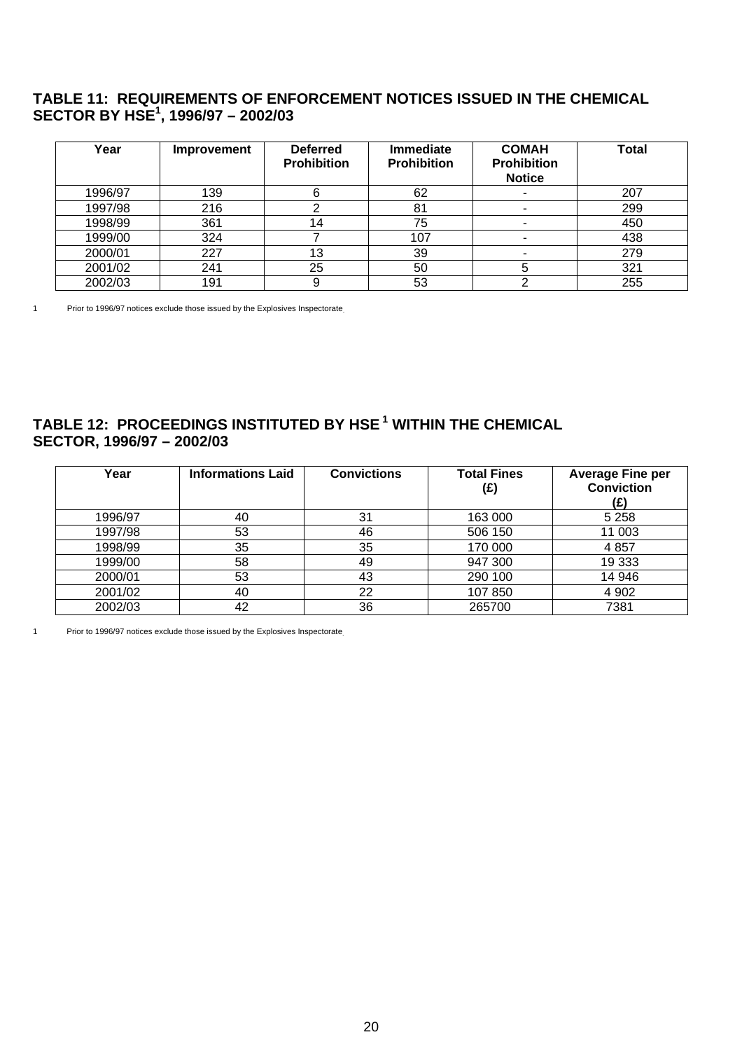## TABLE 11: REQUIREMENTS OF ENFORCEMENT NOTICES ISSUED IN THE CHEMICAL SECTOR BY HSE[1], 1996/97 – 2002/03

| Year | Improvement | Deferred Prohibition | Immediate Prohibition | COMAH Prohibition Notice | Total |
|---|---|---|---|---|---|
| 1996/97 | 139 | 6 | 62 | - | 207 |
| 1997/98 | 216 | 2 | 81 | - | 299 |
| 1998/99 | 361 | 14 | 75 | - | 450 |
| 1999/00 | 324 | 7 | 107 | - | 438 |
| 2000/01 | 227 | 13 | 39 | - | 279 |
| 2001/02 | 241 | 25 | 50 | 5 | 321 |
| 2002/03 | 191 | 9 | 53 | 2 | 255 |

1 Prior to 1996/97 notices exclude those issued by the Explosives Inspectorate.

## TABLE 12: PROCEEDINGS INSTITUTED BY HSE [1] WITHIN THE CHEMICAL SECTOR, 1996/97 – 2002/03

| Year | Informations Laid | Convictions | Total Fines (£) | Average Fine per Conviction (£) |
|---|---|---|---|---|
| 1996/97 | 40 | 31 | 163 000 | 5 258 |
| 1997/98 | 53 | 46 | 506 150 | 11 003 |
| 1998/99 | 35 | 35 | 170 000 | 4 857 |
| 1999/00 | 58 | 49 | 947 300 | 19 333 |
| 2000/01 | 53 | 43 | 290 100 | 14 946 |
| 2001/02 | 40 | 22 | 107 850 | 4 902 |
| 2002/03 | 42 | 36 | 265700 | 7381 |

1 Prior to 1996/97 notices exclude those issued by the Explosives Inspectorate.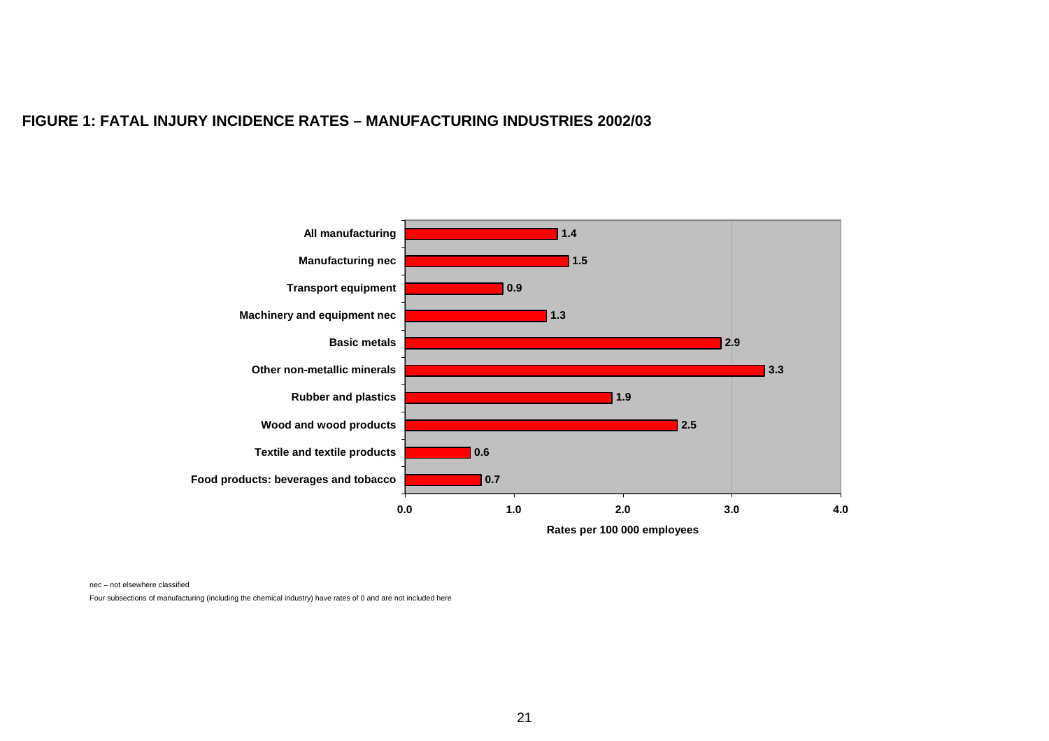**FIGURE 1: FATAL INJURY INCIDENCE RATES – MANUFACTURING INDUSTRIES 2002/03**

| Industry | Rates per 100 000 employees |
|---|---|
| All manufacturing | 1.4 |
| Manufacturing nec | 1.5 |
| Transport equipment | 0.9 |
| Machinery and equipment nec | 1.3 |
| Basic metals | 2.9 |
| Other non-metallic minerals | 3.3 |
| Rubber and plastics | 1.9 |
| Wood and wood products | 2.5 |
| Textile and textile products | 0.6 |
| Food products: beverages and tobacco | 0.7 |

nec – not elsewhere classified

Four subsections of manufacturing (including the chemical industry) have rates of 0 and are not included here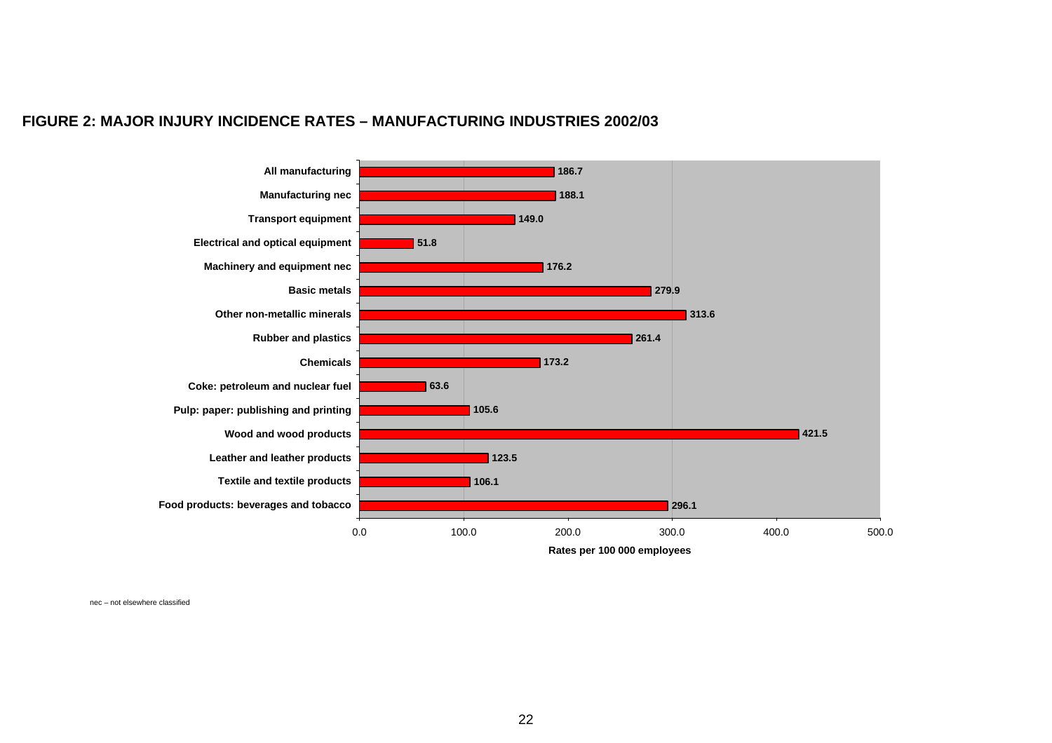**FIGURE 2: MAJOR INJURY INCIDENCE RATES – MANUFACTURING INDUSTRIES 2002/03**

| Industry | Rates per 100 000 employees |
| --- | --- |
| All manufacturing | 186.7 |
| Manufacturing nec | 188.1 |
| Transport equipment | 149.0 |
| Electrical and optical equipment | 51.8 |
| Machinery and equipment nec | 176.2 |
| Basic metals | 279.9 |
| Other non-metallic minerals | 313.6 |
| Rubber and plastics | 261.4 |
| Chemicals | 173.2 |
| Coke: petroleum and nuclear fuel | 63.6 |
| Pulp: paper: publishing and printing | 105.6 |
| Wood and wood products | 421.5 |
| Leather and leather products | 123.5 |
| Textile and textile products | 106.1 |
| Food products: beverages and tobacco | 296.1 |

nec – not elsewhere classified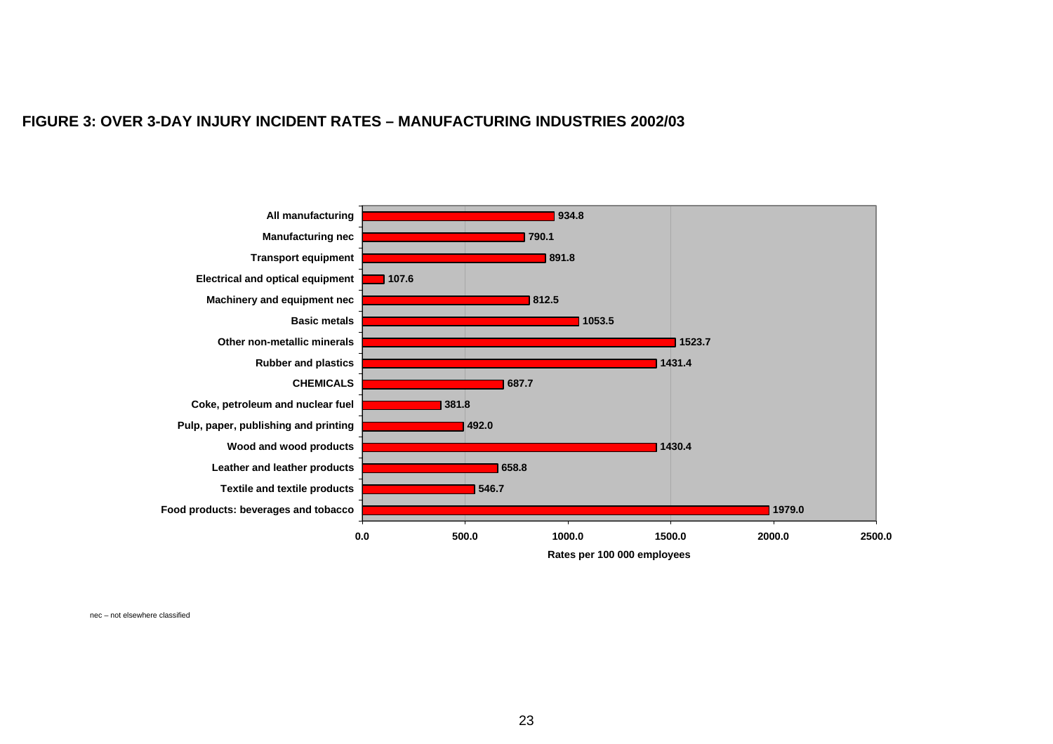**FIGURE 3: OVER 3-DAY INJURY INCIDENT RATES – MANUFACTURING INDUSTRIES 2002/03**

| Industry | Rates per 100 000 employees |
|---|---|
| All manufacturing | 934.8 |
| Manufacturing nec | 790.1 |
| Transport equipment | 891.8 |
| Electrical and optical equipment | 107.6 |
| Machinery and equipment nec | 812.5 |
| Basic metals | 1053.5 |
| Other non-metallic minerals | 1523.7 |
| Rubber and plastics | 1431.4 |
| CHEMICALS | 687.7 |
| Coke, petroleum and nuclear fuel | 381.8 |
| Pulp, paper, publishing and printing | 492.0 |
| Wood and wood products | 1430.4 |
| Leather and leather products | 658.8 |
| Textile and textile products | 546.7 |
| Food products: beverages and tobacco | 1979.0 |

nec – not elsewhere classified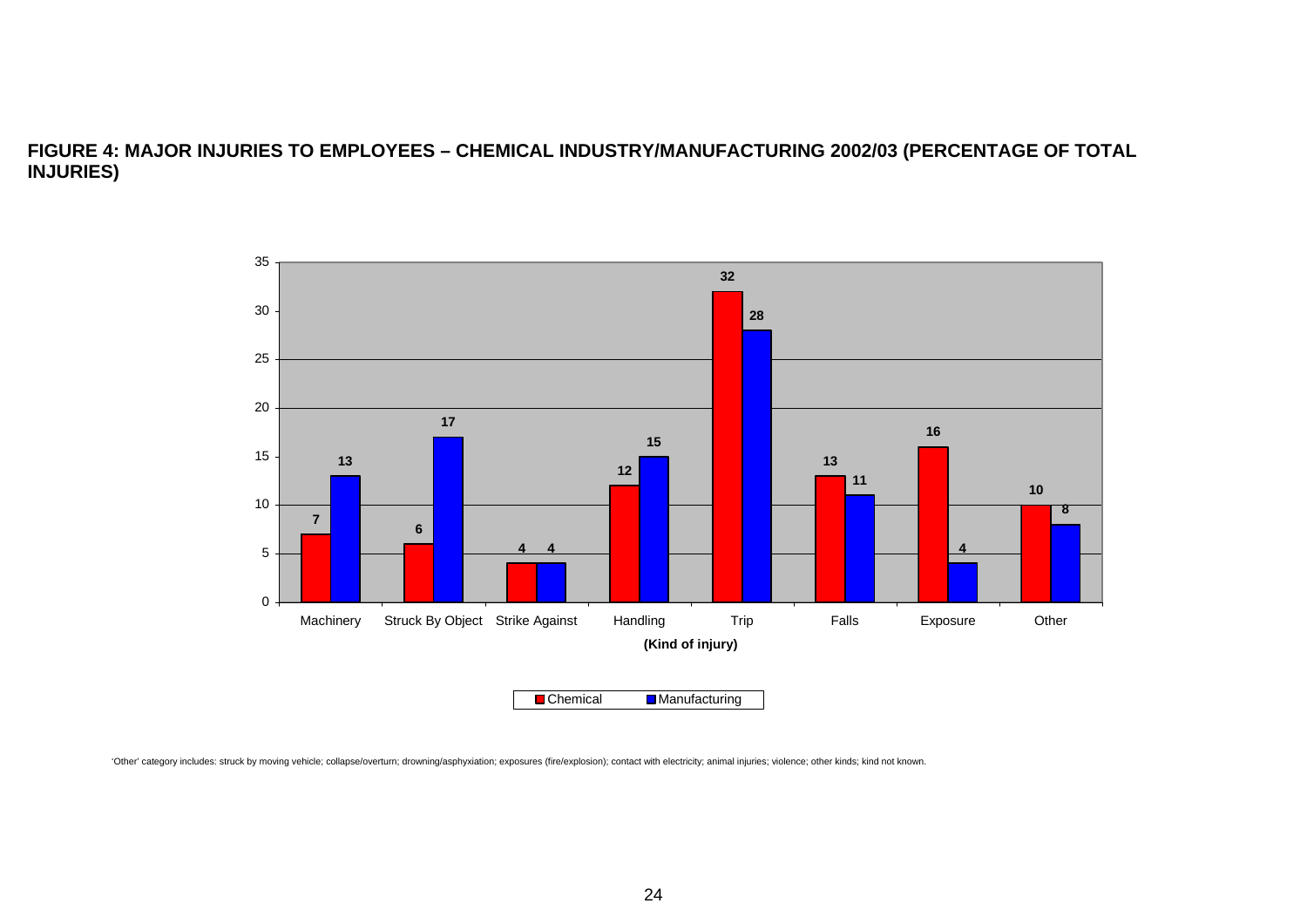**FIGURE 4: MAJOR INJURIES TO EMPLOYEES – CHEMICAL INDUSTRY/MANUFACTURING 2002/03 (PERCENTAGE OF TOTAL INJURIES)**

| Kind of injury | Chemical | Manufacturing |
|---|---|---|
| Machinery | 7 | 13 |
| Struck By Object | 6 | 17 |
| Strike Against | 4 | 4 |
| Handling | 12 | 15 |
| Trip | 32 | 28 |
| Falls | 13 | 11 |
| Exposure | 16 | 4 |
| Other | 10 | 8 |

'Other' category includes: struck by moving vehicle; collapse/overturn; drowning/asphyxiation; exposures (fire/explosion); contact with electricity; animal injuries; violence; other kinds; kind not known.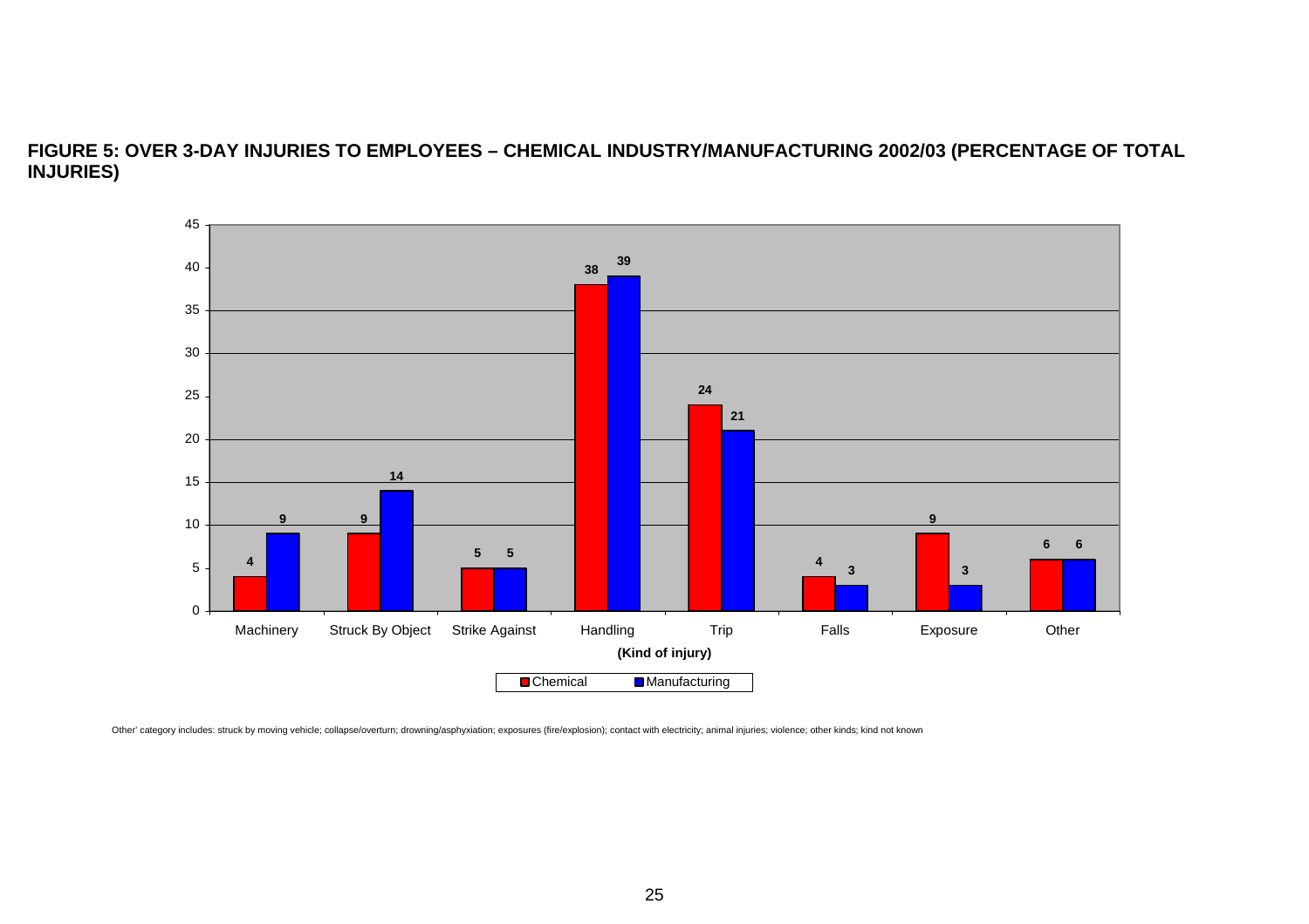**FIGURE 5: OVER 3-DAY INJURIES TO EMPLOYEES – CHEMICAL INDUSTRY/MANUFACTURING 2002/03 (PERCENTAGE OF TOTAL INJURIES)**

| Kind of injury | Chemical | Manufacturing |
|---|---|---|
| Machinery | 4 | 9 |
| Struck By Object | 9 | 14 |
| Strike Against | 5 | 5 |
| Handling | 38 | 39 |
| Trip | 24 | 21 |
| Falls | 4 | 3 |
| Exposure | 9 | 3 |
| Other | 6 | 6 |

Other' category includes: struck by moving vehicle; collapse/overturn; drowning/asphyxiation; exposures (fire/explosion); contact with electricity; animal injuries; violence; other kinds; kind not known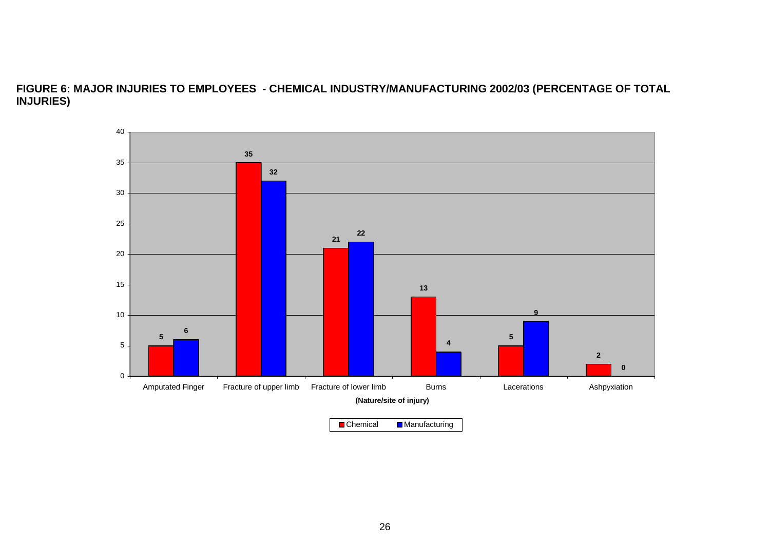**FIGURE 6: MAJOR INJURIES TO EMPLOYEES - CHEMICAL INDUSTRY/MANUFACTURING 2002/03 (PERCENTAGE OF TOTAL INJURIES)**

| (Nature/site of injury) | Chemical | Manufacturing |
|---|---|---|
| Amputated Finger | 5 | 6 |
| Fracture of upper limb | 35 | 32 |
| Fracture of lower limb | 21 | 22 |
| Burns | 13 | 4 |
| Lacerations | 5 | 9 |
| Ashpyxiation | 2 | 0 |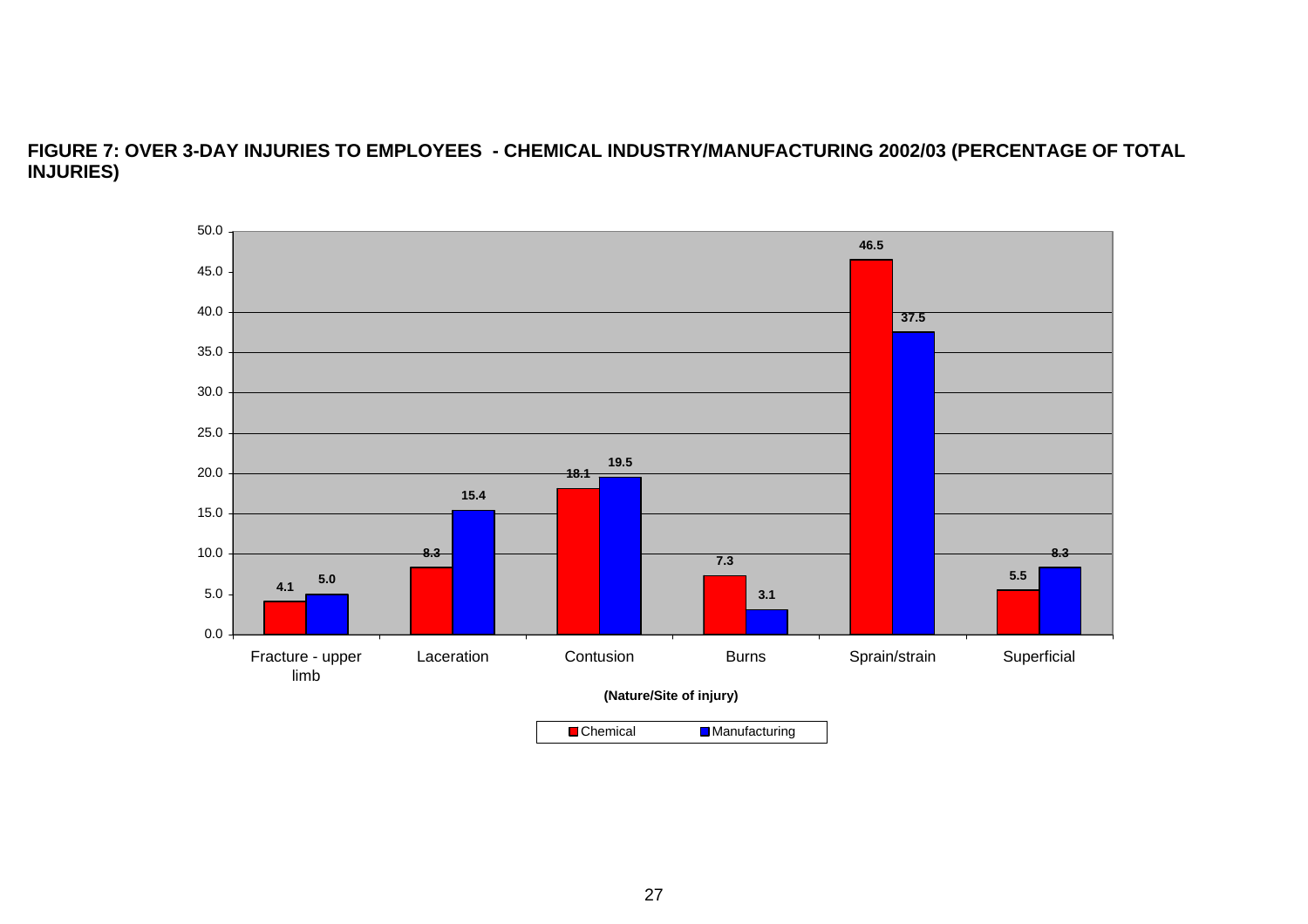**FIGURE 7: OVER 3-DAY INJURIES TO EMPLOYEES - CHEMICAL INDUSTRY/MANUFACTURING 2002/03 (PERCENTAGE OF TOTAL INJURIES)**

| (Nature/Site of injury) | Chemical | Manufacturing |
|---|---|---|
| Fracture - upper limb | 4.1 | 5.0 |
| Laceration | 8.3 | 15.4 |
| Contusion | 18.1 | 19.5 |
| Burns | 7.3 | 3.1 |
| Sprain/strain | 46.5 | 37.5 |
| Superficial | 5.5 | 8.3 |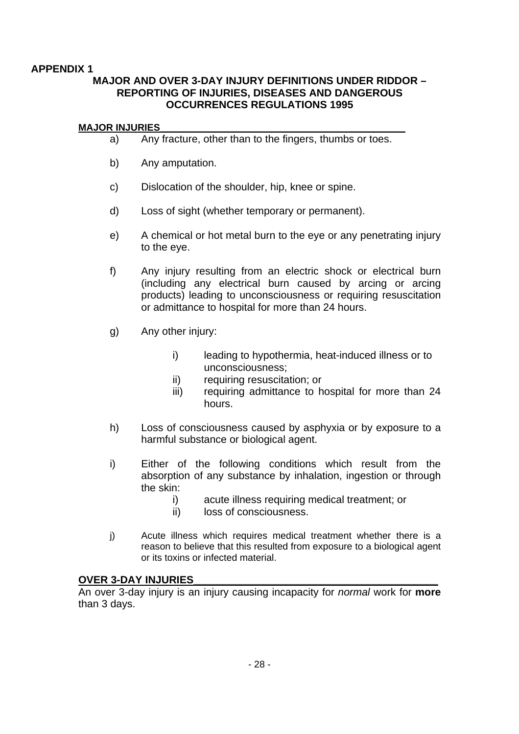**APPENDIX 1**

## MAJOR AND OVER 3-DAY INJURY DEFINITIONS UNDER RIDDOR – REPORTING OF INJURIES, DISEASES AND DANGEROUS OCCURRENCES REGULATIONS 1995

### MAJOR INJURIES

a) Any fracture, other than to the fingers, thumbs or toes.

b) Any amputation.

c) Dislocation of the shoulder, hip, knee or spine.

d) Loss of sight (whether temporary or permanent).

e) A chemical or hot metal burn to the eye or any penetrating injury to the eye.

f) Any injury resulting from an electric shock or electrical burn (including any electrical burn caused by arcing or arcing products) leading to unconsciousness or requiring resuscitation or admittance to hospital for more than 24 hours.

g) Any other injury:

   i) leading to hypothermia, heat-induced illness or to unconsciousness;
   ii) requiring resuscitation; or
   iii) requiring admittance to hospital for more than 24 hours.

h) Loss of consciousness caused by asphyxia or by exposure to a harmful substance or biological agent.

i) Either of the following conditions which result from the absorption of any substance by inhalation, ingestion or through the skin:

   i) acute illness requiring medical treatment; or
   ii) loss of consciousness.

j) Acute illness which requires medical treatment whether there is a reason to believe that this resulted from exposure to a biological agent or its toxins or infected material.

### OVER 3-DAY INJURIES

An over 3-day injury is an injury causing incapacity for *normal* work for **more** than 3 days.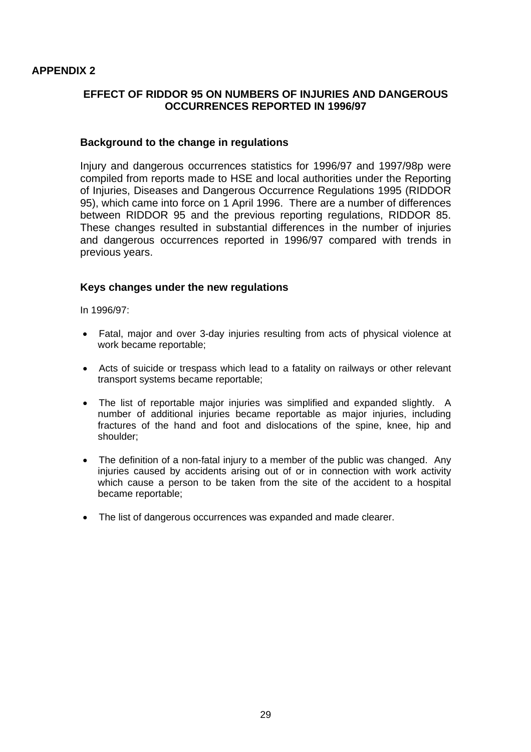**APPENDIX 2**

## EFFECT OF RIDDOR 95 ON NUMBERS OF INJURIES AND DANGEROUS OCCURRENCES REPORTED IN 1996/97

### Background to the change in regulations

Injury and dangerous occurrences statistics for 1996/97 and 1997/98p were compiled from reports made to HSE and local authorities under the Reporting of Injuries, Diseases and Dangerous Occurrence Regulations 1995 (RIDDOR 95), which came into force on 1 April 1996. There are a number of differences between RIDDOR 95 and the previous reporting regulations, RIDDOR 85. These changes resulted in substantial differences in the number of injuries and dangerous occurrences reported in 1996/97 compared with trends in previous years.

### Keys changes under the new regulations

In 1996/97:

- Fatal, major and over 3-day injuries resulting from acts of physical violence at work became reportable;
- Acts of suicide or trespass which lead to a fatality on railways or other relevant transport systems became reportable;
- The list of reportable major injuries was simplified and expanded slightly. A number of additional injuries became reportable as major injuries, including fractures of the hand and foot and dislocations of the spine, knee, hip and shoulder;
- The definition of a non-fatal injury to a member of the public was changed. Any injuries caused by accidents arising out of or in connection with work activity which cause a person to be taken from the site of the accident to a hospital became reportable;
- The list of dangerous occurrences was expanded and made clearer.